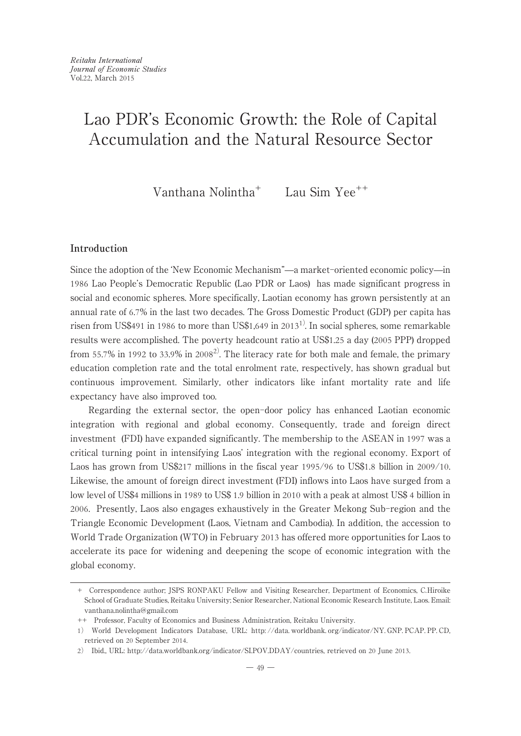# Lao PDR's Economic Growth: the Role of Capital Accumulation and the Natural Resource Sector

Vanthana Nolintha[+] Lau Sim Yee[++]

## Introduction

Since the adoption of the 'New Economic Mechanism"—a market-oriented economic policy—in 1986 Lao People's Democratic Republic (Lao PDR or Laos) has made significant progress in social and economic spheres. More specifically, Laotian economy has grown persistently at an annual rate of 6.7% in the last two decades. The Gross Domestic Product (GDP) per capita has risen from US$491 in 1986 to more than US$1,649 in 2013[1)]. In social spheres, some remarkable results were accomplished. The poverty headcount ratio at US$1.25 a day (2005 PPP) dropped from 55.7% in 1992 to 33.9% in 2008[2)]. The literacy rate for both male and female, the primary education completion rate and the total enrolment rate, respectively, has shown gradual but continuous improvement. Similarly, other indicators like infant mortality rate and life expectancy have also improved too.

Regarding the external sector, the open-door policy has enhanced Laotian economic integration with regional and global economy. Consequently, trade and foreign direct investment (FDI) have expanded significantly. The membership to the ASEAN in 1997 was a critical turning point in intensifying Laos' integration with the regional economy. Export of Laos has grown from US$217 millions in the fiscal year 1995/96 to US$1.8 billion in 2009/10. Likewise, the amount of foreign direct investment (FDI) inflows into Laos have surged from a low level of US$4 millions in 1989 to US$ 1.9 billion in 2010 with a peak at almost US$ 4 billion in 2006. Presently, Laos also engages exhaustively in the Greater Mekong Sub-region and the Triangle Economic Development (Laos, Vietnam and Cambodia). In addition, the accession to World Trade Organization (WTO) in February 2013 has offered more opportunities for Laos to accelerate its pace for widening and deepening the scope of economic integration with the global economy.

---

+ Correspondence author; JSPS RONPAKU Fellow and Visiting Researcher, Department of Economics, C.Hiroike School of Graduate Studies, Reitaku University; Senior Researcher, National Economic Research Institute, Laos. Email: vanthana.nolintha@gmail.com

++ Professor, Faculty of Economics and Business Administration, Reitaku University.

1) World Development Indicators Database, URL: http://data.worldbank.org/indicator/NY.GNP.PCAP.PP.CD, retrieved on 20 September 2014.

2) Ibid., URL: http://data.worldbank.org/indicator/SI.POV.DDAY/countries, retrieved on 20 June 2013.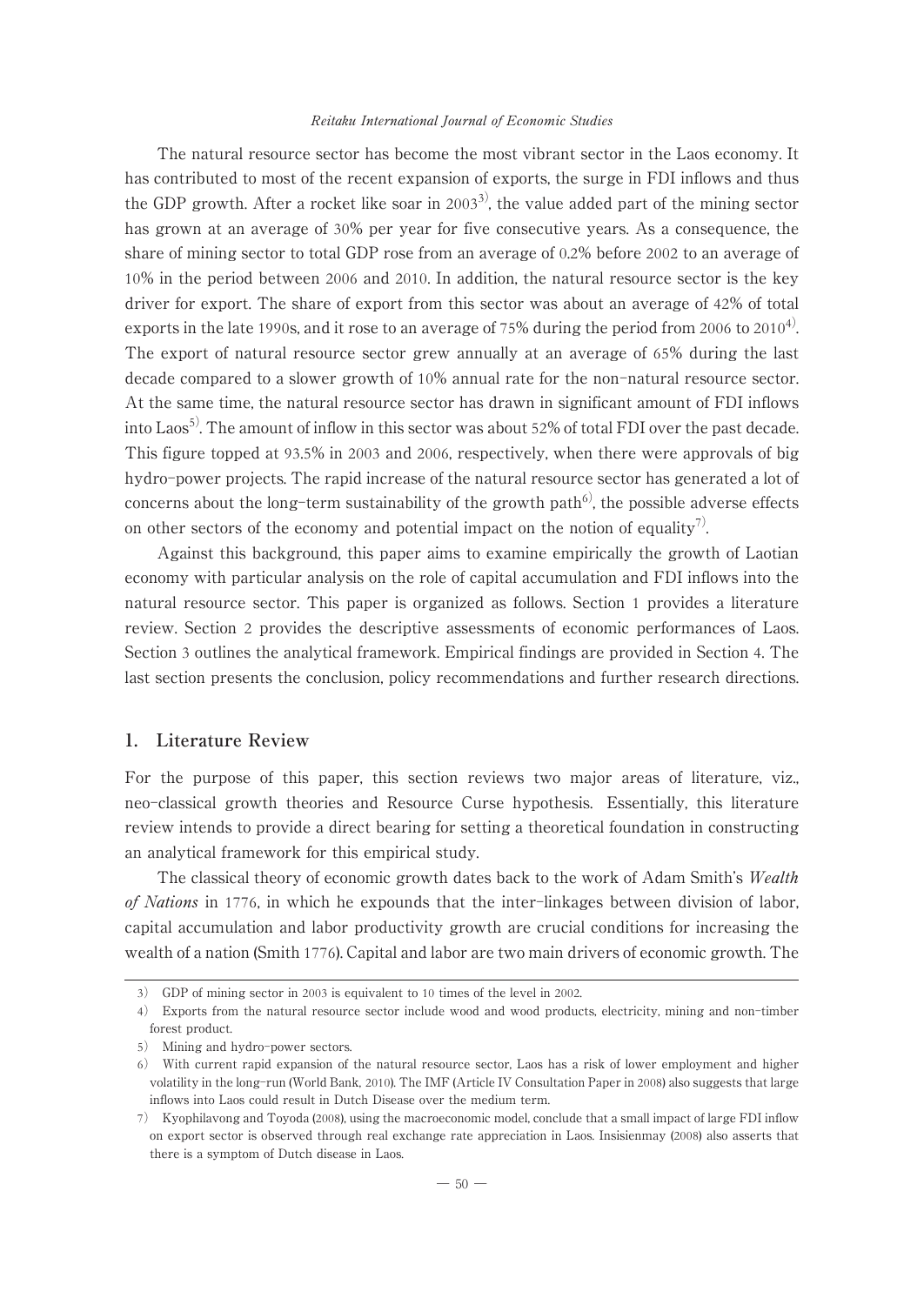The natural resource sector has become the most vibrant sector in the Laos economy. It has contributed to most of the recent expansion of exports, the surge in FDI inflows and thus the GDP growth. After a rocket like soar in 2003[3], the value added part of the mining sector has grown at an average of 30% per year for five consecutive years. As a consequence, the share of mining sector to total GDP rose from an average of 0.2% before 2002 to an average of 10% in the period between 2006 and 2010. In addition, the natural resource sector is the key driver for export. The share of export from this sector was about an average of 42% of total exports in the late 1990s, and it rose to an average of 75% during the period from 2006 to 2010[4]. The export of natural resource sector grew annually at an average of 65% during the last decade compared to a slower growth of 10% annual rate for the non-natural resource sector. At the same time, the natural resource sector has drawn in significant amount of FDI inflows into Laos[5]. The amount of inflow in this sector was about 52% of total FDI over the past decade. This figure topped at 93.5% in 2003 and 2006, respectively, when there were approvals of big hydro-power projects. The rapid increase of the natural resource sector has generated a lot of concerns about the long-term sustainability of the growth path[6], the possible adverse effects on other sectors of the economy and potential impact on the notion of equality[7].

Against this background, this paper aims to examine empirically the growth of Laotian economy with particular analysis on the role of capital accumulation and FDI inflows into the natural resource sector. This paper is organized as follows. Section 1 provides a literature review. Section 2 provides the descriptive assessments of economic performances of Laos. Section 3 outlines the analytical framework. Empirical findings are provided in Section 4. The last section presents the conclusion, policy recommendations and further research directions.

## 1. Literature Review

For the purpose of this paper, this section reviews two major areas of literature, viz., neo-classical growth theories and Resource Curse hypothesis. Essentially, this literature review intends to provide a direct bearing for setting a theoretical foundation in constructing an analytical framework for this empirical study.

The classical theory of economic growth dates back to the work of Adam Smith's *Wealth of Nations* in 1776, in which he expounds that the inter-linkages between division of labor, capital accumulation and labor productivity growth are crucial conditions for increasing the wealth of a nation (Smith 1776). Capital and labor are two main drivers of economic growth. The

---

3) GDP of mining sector in 2003 is equivalent to 10 times of the level in 2002.

4) Exports from the natural resource sector include wood and wood products, electricity, mining and non-timber forest product.

5) Mining and hydro-power sectors.

6) With current rapid expansion of the natural resource sector, Laos has a risk of lower employment and higher volatility in the long-run (World Bank, 2010). The IMF (Article IV Consultation Paper in 2008) also suggests that large inflows into Laos could result in Dutch Disease over the medium term.

7) Kyophilavong and Toyoda (2008), using the macroeconomic model, conclude that a small impact of large FDI inflow on export sector is observed through real exchange rate appreciation in Laos. Insisienmay (2008) also asserts that there is a symptom of Dutch disease in Laos.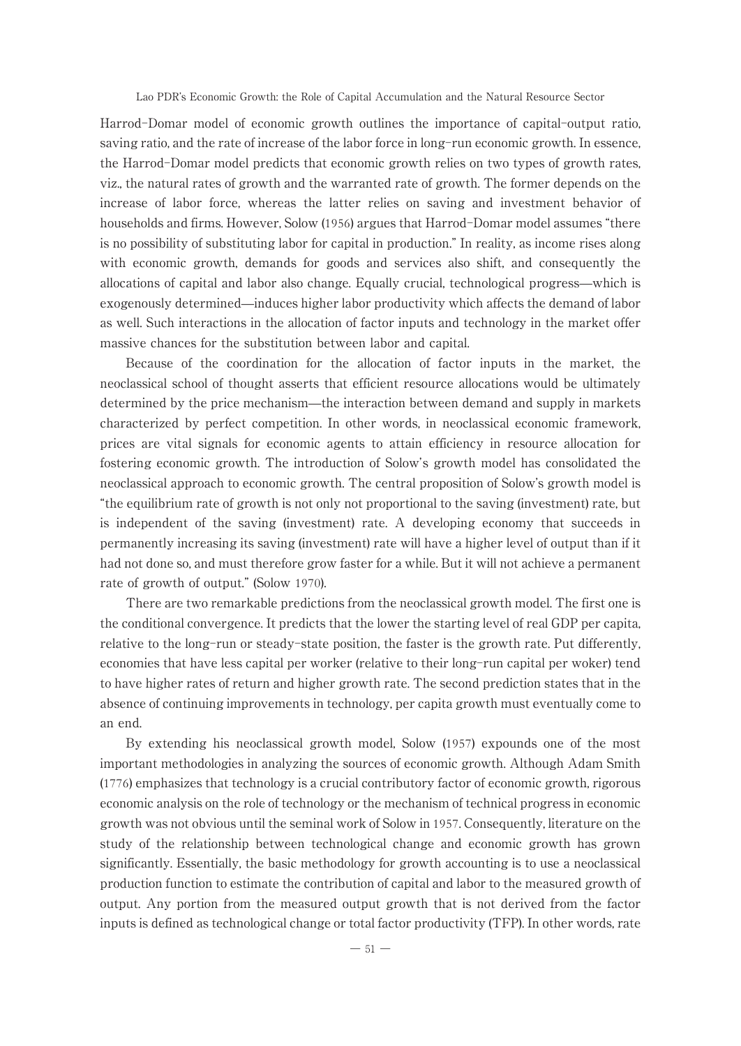Harrod-Domar model of economic growth outlines the importance of capital-output ratio, saving ratio, and the rate of increase of the labor force in long-run economic growth. In essence, the Harrod-Domar model predicts that economic growth relies on two types of growth rates, viz., the natural rates of growth and the warranted rate of growth. The former depends on the increase of labor force, whereas the latter relies on saving and investment behavior of households and firms. However, Solow (1956) argues that Harrod-Domar model assumes "there is no possibility of substituting labor for capital in production." In reality, as income rises along with economic growth, demands for goods and services also shift, and consequently the allocations of capital and labor also change. Equally crucial, technological progress—which is exogenously determined—induces higher labor productivity which affects the demand of labor as well. Such interactions in the allocation of factor inputs and technology in the market offer massive chances for the substitution between labor and capital.

Because of the coordination for the allocation of factor inputs in the market, the neoclassical school of thought asserts that efficient resource allocations would be ultimately determined by the price mechanism—the interaction between demand and supply in markets characterized by perfect competition. In other words, in neoclassical economic framework, prices are vital signals for economic agents to attain efficiency in resource allocation for fostering economic growth. The introduction of Solow's growth model has consolidated the neoclassical approach to economic growth. The central proposition of Solow's growth model is "the equilibrium rate of growth is not only not proportional to the saving (investment) rate, but is independent of the saving (investment) rate. A developing economy that succeeds in permanently increasing its saving (investment) rate will have a higher level of output than if it had not done so, and must therefore grow faster for a while. But it will not achieve a permanent rate of growth of output." (Solow 1970).

There are two remarkable predictions from the neoclassical growth model. The first one is the conditional convergence. It predicts that the lower the starting level of real GDP per capita, relative to the long-run or steady-state position, the faster is the growth rate. Put differently, economies that have less capital per worker (relative to their long-run capital per woker) tend to have higher rates of return and higher growth rate. The second prediction states that in the absence of continuing improvements in technology, per capita growth must eventually come to an end.

By extending his neoclassical growth model, Solow (1957) expounds one of the most important methodologies in analyzing the sources of economic growth. Although Adam Smith (1776) emphasizes that technology is a crucial contributory factor of economic growth, rigorous economic analysis on the role of technology or the mechanism of technical progress in economic growth was not obvious until the seminal work of Solow in 1957. Consequently, literature on the study of the relationship between technological change and economic growth has grown significantly. Essentially, the basic methodology for growth accounting is to use a neoclassical production function to estimate the contribution of capital and labor to the measured growth of output. Any portion from the measured output growth that is not derived from the factor inputs is defined as technological change or total factor productivity (TFP). In other words, rate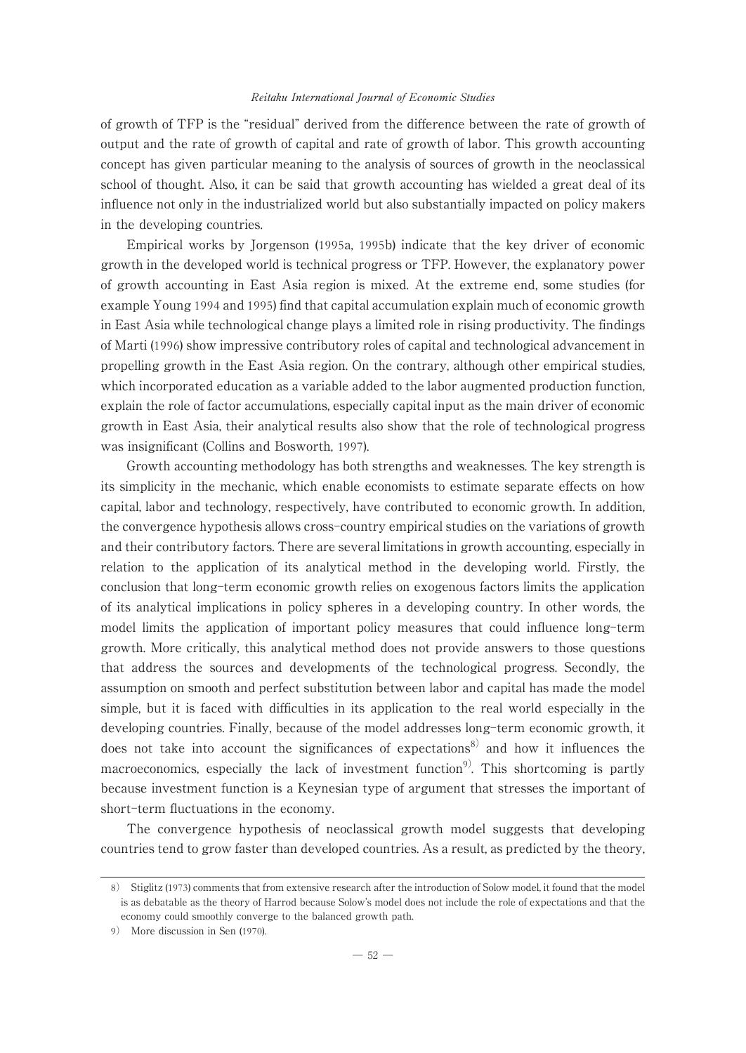of growth of TFP is the "residual" derived from the difference between the rate of growth of output and the rate of growth of capital and rate of growth of labor. This growth accounting concept has given particular meaning to the analysis of sources of growth in the neoclassical school of thought. Also, it can be said that growth accounting has wielded a great deal of its influence not only in the industrialized world but also substantially impacted on policy makers in the developing countries.

Empirical works by Jorgenson (1995a, 1995b) indicate that the key driver of economic growth in the developed world is technical progress or TFP. However, the explanatory power of growth accounting in East Asia region is mixed. At the extreme end, some studies (for example Young 1994 and 1995) find that capital accumulation explain much of economic growth in East Asia while technological change plays a limited role in rising productivity. The findings of Marti (1996) show impressive contributory roles of capital and technological advancement in propelling growth in the East Asia region. On the contrary, although other empirical studies, which incorporated education as a variable added to the labor augmented production function, explain the role of factor accumulations, especially capital input as the main driver of economic growth in East Asia, their analytical results also show that the role of technological progress was insignificant (Collins and Bosworth, 1997).

Growth accounting methodology has both strengths and weaknesses. The key strength is its simplicity in the mechanic, which enable economists to estimate separate effects on how capital, labor and technology, respectively, have contributed to economic growth. In addition, the convergence hypothesis allows cross-country empirical studies on the variations of growth and their contributory factors. There are several limitations in growth accounting, especially in relation to the application of its analytical method in the developing world. Firstly, the conclusion that long-term economic growth relies on exogenous factors limits the application of its analytical implications in policy spheres in a developing country. In other words, the model limits the application of important policy measures that could influence long-term growth. More critically, this analytical method does not provide answers to those questions that address the sources and developments of the technological progress. Secondly, the assumption on smooth and perfect substitution between labor and capital has made the model simple, but it is faced with difficulties in its application to the real world especially in the developing countries. Finally, because of the model addresses long-term economic growth, it does not take into account the significances of expectations[8] and how it influences the macroeconomics, especially the lack of investment function[9]. This shortcoming is partly because investment function is a Keynesian type of argument that stresses the important of short-term fluctuations in the economy.

The convergence hypothesis of neoclassical growth model suggests that developing countries tend to grow faster than developed countries. As a result, as predicted by the theory,

---

8) Stiglitz (1973) comments that from extensive research after the introduction of Solow model, it found that the model is as debatable as the theory of Harrod because Solow's model does not include the role of expectations and that the economy could smoothly converge to the balanced growth path.

9) More discussion in Sen (1970).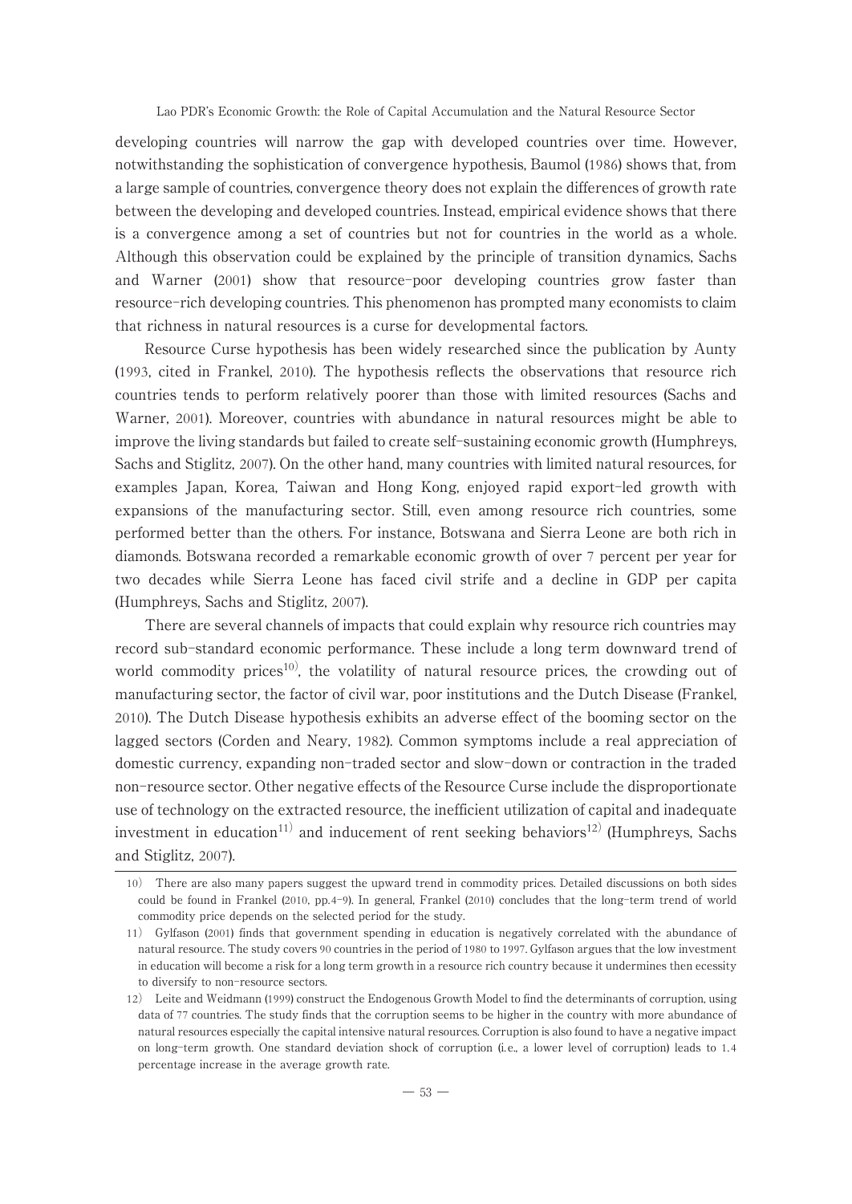developing countries will narrow the gap with developed countries over time. However, notwithstanding the sophistication of convergence hypothesis, Baumol (1986) shows that, from a large sample of countries, convergence theory does not explain the differences of growth rate between the developing and developed countries. Instead, empirical evidence shows that there is a convergence among a set of countries but not for countries in the world as a whole. Although this observation could be explained by the principle of transition dynamics, Sachs and Warner (2001) show that resource-poor developing countries grow faster than resource-rich developing countries. This phenomenon has prompted many economists to claim that richness in natural resources is a curse for developmental factors.

Resource Curse hypothesis has been widely researched since the publication by Aunty (1993, cited in Frankel, 2010). The hypothesis reflects the observations that resource rich countries tends to perform relatively poorer than those with limited resources (Sachs and Warner, 2001). Moreover, countries with abundance in natural resources might be able to improve the living standards but failed to create self-sustaining economic growth (Humphreys, Sachs and Stiglitz, 2007). On the other hand, many countries with limited natural resources, for examples Japan, Korea, Taiwan and Hong Kong, enjoyed rapid export-led growth with expansions of the manufacturing sector. Still, even among resource rich countries, some performed better than the others. For instance, Botswana and Sierra Leone are both rich in diamonds. Botswana recorded a remarkable economic growth of over 7 percent per year for two decades while Sierra Leone has faced civil strife and a decline in GDP per capita (Humphreys, Sachs and Stiglitz, 2007).

There are several channels of impacts that could explain why resource rich countries may record sub-standard economic performance. These include a long term downward trend of world commodity prices[10], the volatility of natural resource prices, the crowding out of manufacturing sector, the factor of civil war, poor institutions and the Dutch Disease (Frankel, 2010). The Dutch Disease hypothesis exhibits an adverse effect of the booming sector on the lagged sectors (Corden and Neary, 1982). Common symptoms include a real appreciation of domestic currency, expanding non-traded sector and slow-down or contraction in the traded non-resource sector. Other negative effects of the Resource Curse include the disproportionate use of technology on the extracted resource, the inefficient utilization of capital and inadequate investment in education[11] and inducement of rent seeking behaviors[12] (Humphreys, Sachs and Stiglitz, 2007).

---

10) There are also many papers suggest the upward trend in commodity prices. Detailed discussions on both sides could be found in Frankel (2010, pp.4-9). In general, Frankel (2010) concludes that the long-term trend of world commodity price depends on the selected period for the study.

11) Gylfason (2001) finds that government spending in education is negatively correlated with the abundance of natural resource. The study covers 90 countries in the period of 1980 to 1997. Gylfason argues that the low investment in education will become a risk for a long term growth in a resource rich country because it undermines then ecessity to diversify to non-resource sectors.

12) Leite and Weidmann (1999) construct the Endogenous Growth Model to find the determinants of corruption, using data of 77 countries. The study finds that the corruption seems to be higher in the country with more abundance of natural resources especially the capital intensive natural resources. Corruption is also found to have a negative impact on long-term growth. One standard deviation shock of corruption (i.e., a lower level of corruption) leads to 1.4 percentage increase in the average growth rate.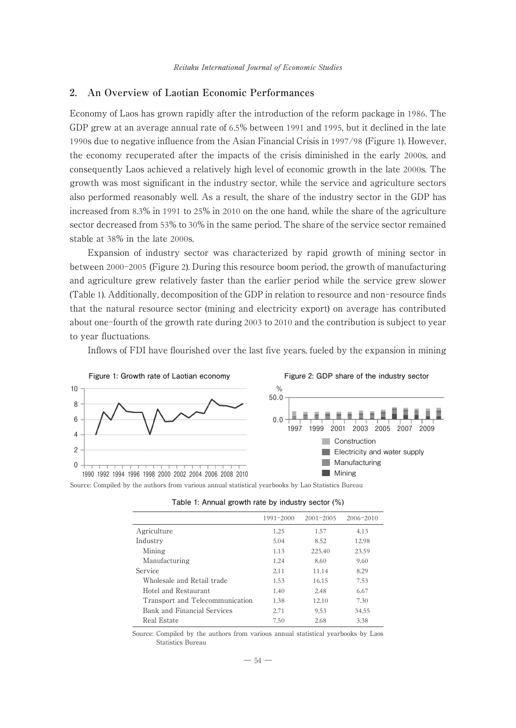## 2. An Overview of Laotian Economic Performances

Economy of Laos has grown rapidly after the introduction of the reform package in 1986. The GDP grew at an average annual rate of 6.5% between 1991 and 1995, but it declined in the late 1990s due to negative influence from the Asian Financial Crisis in 1997/98 (Figure 1). However, the economy recuperated after the impacts of the crisis diminished in the early 2000s, and consequently Laos achieved a relatively high level of economic growth in the late 2000s. The growth was most significant in the industry sector, while the service and agriculture sectors also performed reasonably well. As a result, the share of the industry sector in the GDP has increased from 8.3% in 1991 to 25% in 2010 on the one hand, while the share of the agriculture sector decreased from 53% to 30% in the same period. The share of the service sector remained stable at 38% in the late 2000s.

Expansion of industry sector was characterized by rapid growth of mining sector in between 2000-2005 (Figure 2). During this resource boom period, the growth of manufacturing and agriculture grew relatively faster than the earlier period while the service grew slower (Table 1). Additionally, decomposition of the GDP in relation to resource and non-resource finds that the natural resource sector (mining and electricity export) on average has contributed about one-fourth of the growth rate during 2003 to 2010 and the contribution is subject to year to year fluctuations.

Inflows of FDI have flourished over the last five years, fueled by the expansion in mining

**Figure 1: Growth rate of Laotian economy**

**Figure 2: GDP share of the industry sector**

Source: Compiled by the authors from various annual statistical yearbooks by Lao Statistics Bureau

**Table 1: Annual growth rate by industry sector (%)**

| | 1991-2000 | 2001-2005 | 2006-2010 |
|---|---|---|---|
| Agriculture | 1.25 | 1.57 | 4.13 |
| Industry | 5.04 | 8.52 | 12.98 |
| Mining | 1.13 | 225.40 | 23.59 |
| Manufacturing | 1.24 | 8.60 | 9.60 |
| Service | 2.11 | 11.14 | 8.29 |
| Wholesale and Retail trade | 1.53 | 16.15 | 7.53 |
| Hotel and Restaurant | 1.40 | 2.48 | 6.67 |
| Transport and Telecommunication | 1.38 | 12.10 | 7.30 |
| Bank and Financial Services | 2.71 | 9.53 | 34.55 |
| Real Estate | 7.50 | 2.68 | 3.38 |

Source: Compiled by the authors from various annual statistical yearbooks by Laos Statistics Bureau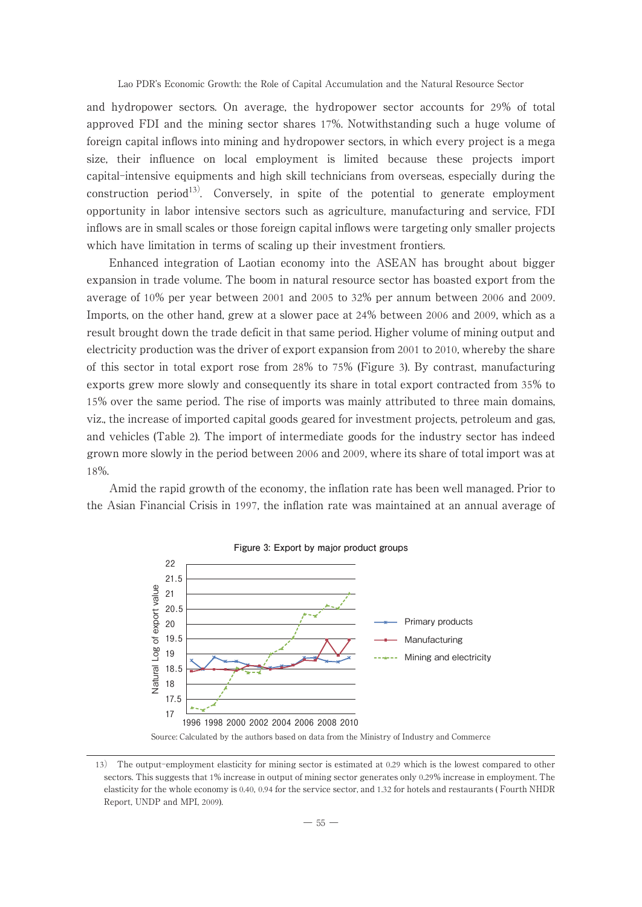and hydropower sectors. On average, the hydropower sector accounts for 29% of total approved FDI and the mining sector shares 17%. Notwithstanding such a huge volume of foreign capital inflows into mining and hydropower sectors, in which every project is a mega size, their influence on local employment is limited because these projects import capital-intensive equipments and high skill technicians from overseas, especially during the construction period[13]. Conversely, in spite of the potential to generate employment opportunity in labor intensive sectors such as agriculture, manufacturing and service, FDI inflows are in small scales or those foreign capital inflows were targeting only smaller projects which have limitation in terms of scaling up their investment frontiers.

Enhanced integration of Laotian economy into the ASEAN has brought about bigger expansion in trade volume. The boom in natural resource sector has boasted export from the average of 10% per year between 2001 and 2005 to 32% per annum between 2006 and 2009. Imports, on the other hand, grew at a slower pace at 24% between 2006 and 2009, which as a result brought down the trade deficit in that same period. Higher volume of mining output and electricity production was the driver of export expansion from 2001 to 2010, whereby the share of this sector in total export rose from 28% to 75% (Figure 3). By contrast, manufacturing exports grew more slowly and consequently its share in total export contracted from 35% to 15% over the same period. The rise of imports was mainly attributed to three main domains, viz., the increase of imported capital goods geared for investment projects, petroleum and gas, and vehicles (Table 2). The import of intermediate goods for the industry sector has indeed grown more slowly in the period between 2006 and 2009, where its share of total import was at 18%.

Amid the rapid growth of the economy, the inflation rate has been well managed. Prior to the Asian Financial Crisis in 1997, the inflation rate was maintained at an annual average of

**Figure 3: Export by major product groups**

Source: Calculated by the authors based on data from the Ministry of Industry and Commerce

---

13) The output-employment elasticity for mining sector is estimated at 0.29 which is the lowest compared to other sectors. This suggests that 1% increase in output of mining sector generates only 0.29% increase in employment. The elasticity for the whole economy is 0.40, 0.94 for the service sector, and 1.32 for hotels and restaurants ( Fourth NHDR Report, UNDP and MPI, 2009).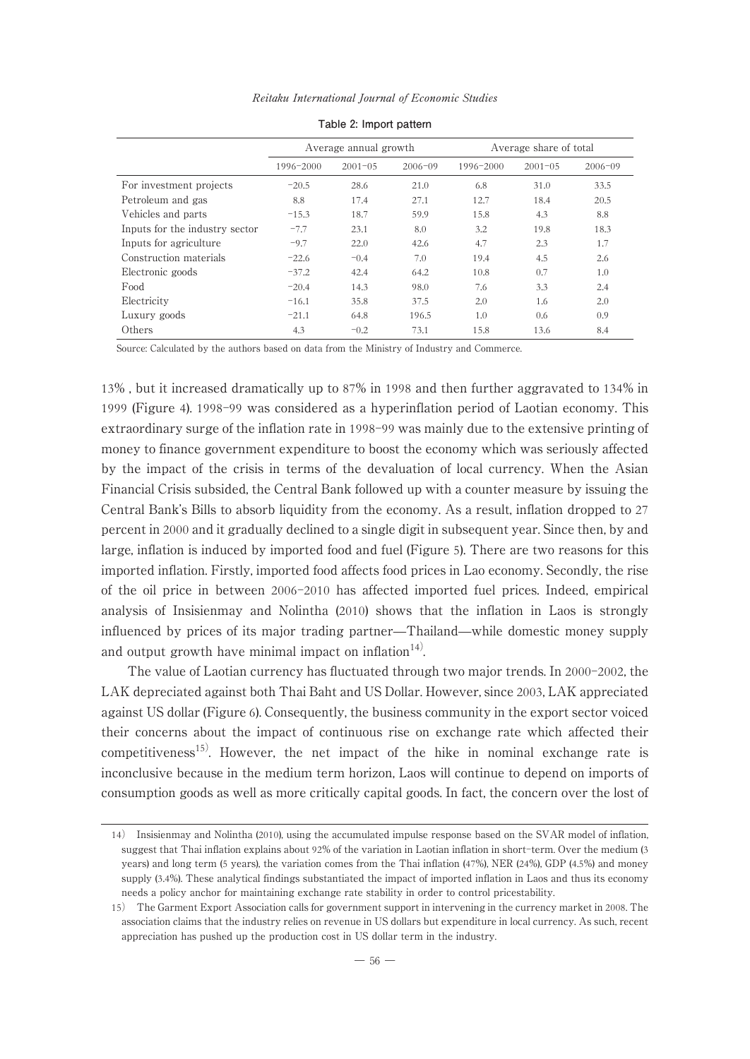**Table 2: Import pattern**

| | Average annual growth | | | Average share of total | | |
|---|---|---|---|---|---|---|
| | 1996–2000 | 2001–05 | 2006–09 | 1996–2000 | 2001–05 | 2006–09 |
| For investment projects | −20.5 | 28.6 | 21.0 | 6.8 | 31.0 | 33.5 |
| Petroleum and gas | 8.8 | 17.4 | 27.1 | 12.7 | 18.4 | 20.5 |
| Vehicles and parts | −15.3 | 18.7 | 59.9 | 15.8 | 4.3 | 8.8 |
| Inputs for the industry sector | −7.7 | 23.1 | 8.0 | 3.2 | 19.8 | 18.3 |
| Inputs for agriculture | −9.7 | 22.0 | 42.6 | 4.7 | 2.3 | 1.7 |
| Construction materials | −22.6 | −0.4 | 7.0 | 19.4 | 4.5 | 2.6 |
| Electronic goods | −37.2 | 42.4 | 64.2 | 10.8 | 0.7 | 1.0 |
| Food | −20.4 | 14.3 | 98.0 | 7.6 | 3.3 | 2.4 |
| Electricity | −16.1 | 35.8 | 37.5 | 2.0 | 1.6 | 2.0 |
| Luxury goods | −21.1 | 64.8 | 196.5 | 1.0 | 0.6 | 0.9 |
| Others | 4.3 | −0.2 | 73.1 | 15.8 | 13.6 | 8.4 |

Source: Calculated by the authors based on data from the Ministry of Industry and Commerce.

13% , but it increased dramatically up to 87% in 1998 and then further aggravated to 134% in 1999 (Figure 4). 1998–99 was considered as a hyperinflation period of Laotian economy. This extraordinary surge of the inflation rate in 1998–99 was mainly due to the extensive printing of money to finance government expenditure to boost the economy which was seriously affected by the impact of the crisis in terms of the devaluation of local currency. When the Asian Financial Crisis subsided, the Central Bank followed up with a counter measure by issuing the Central Bank's Bills to absorb liquidity from the economy. As a result, inflation dropped to 27 percent in 2000 and it gradually declined to a single digit in subsequent year. Since then, by and large, inflation is induced by imported food and fuel (Figure 5). There are two reasons for this imported inflation. Firstly, imported food affects food prices in Lao economy. Secondly, the rise of the oil price in between 2006–2010 has affected imported fuel prices. Indeed, empirical analysis of Insisienmay and Nolintha (2010) shows that the inflation in Laos is strongly influenced by prices of its major trading partner—Thailand—while domestic money supply and output growth have minimal impact on inflation[14].

The value of Laotian currency has fluctuated through two major trends. In 2000–2002, the LAK depreciated against both Thai Baht and US Dollar. However, since 2003, LAK appreciated against US dollar (Figure 6). Consequently, the business community in the export sector voiced their concerns about the impact of continuous rise on exchange rate which affected their competitiveness[15]. However, the net impact of the hike in nominal exchange rate is inconclusive because in the medium term horizon, Laos will continue to depend on imports of consumption goods as well as more critically capital goods. In fact, the concern over the lost of

14) Insisienmay and Nolintha (2010), using the accumulated impulse response based on the SVAR model of inflation, suggest that Thai inflation explains about 92% of the variation in Laotian inflation in short-term. Over the medium (3 years) and long term (5 years), the variation comes from the Thai inflation (47%), NER (24%), GDP (4.5%) and money supply (3.4%). These analytical findings substantiated the impact of imported inflation in Laos and thus its economy needs a policy anchor for maintaining exchange rate stability in order to control pricestability.

15) The Garment Export Association calls for government support in intervening in the currency market in 2008. The association claims that the industry relies on revenue in US dollars but expenditure in local currency. As such, recent appreciation has pushed up the production cost in US dollar term in the industry.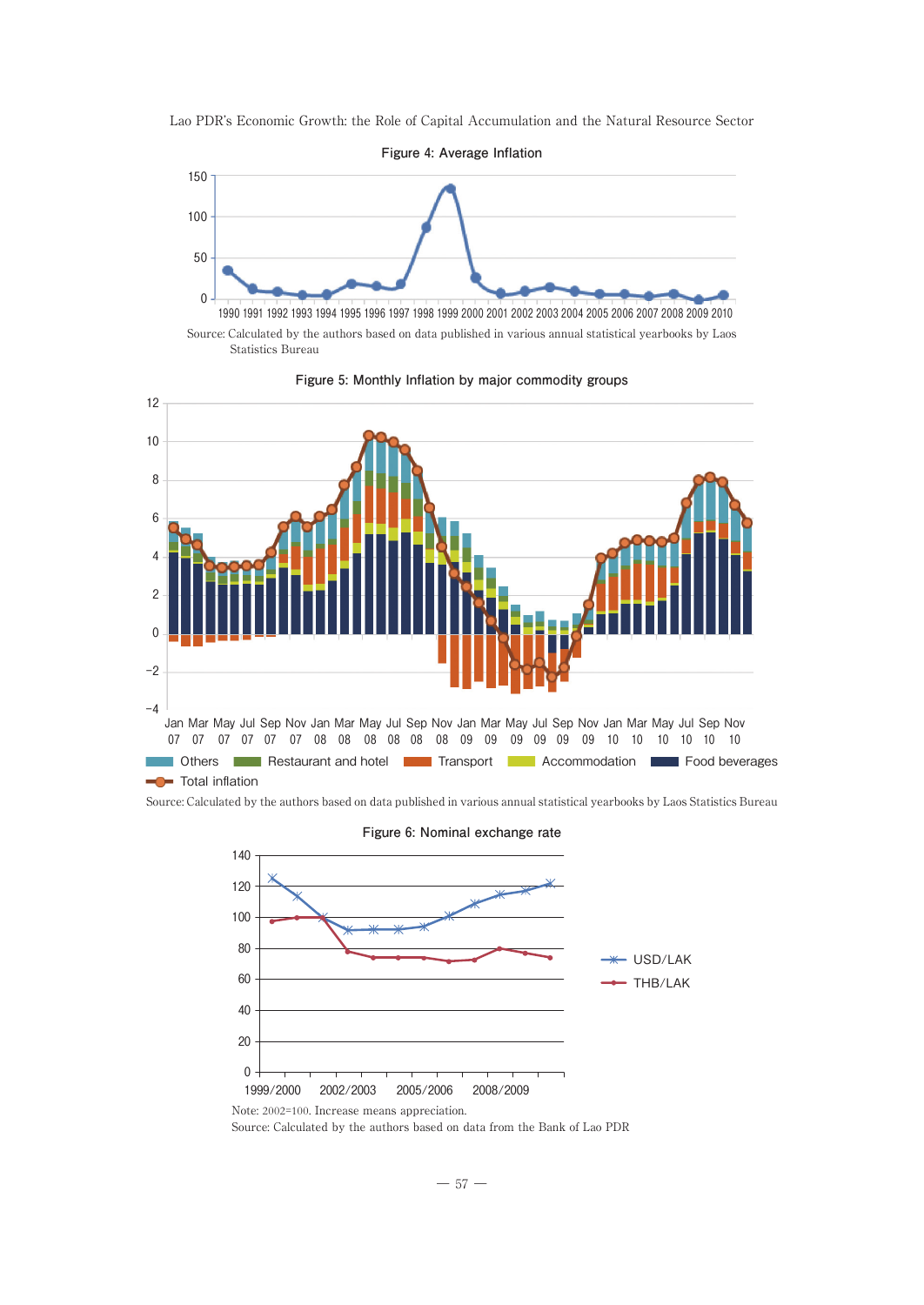**Figure 4: Average Inflation**

Source: Calculated by the authors based on data published in various annual statistical yearbooks by Laos Statistics Bureau

**Figure 5: Monthly Inflation by major commodity groups**

Source: Calculated by the authors based on data published in various annual statistical yearbooks by Laos Statistics Bureau

**Figure 6: Nominal exchange rate**

Note: 2002=100. Increase means appreciation.

Source: Calculated by the authors based on data from the Bank of Lao PDR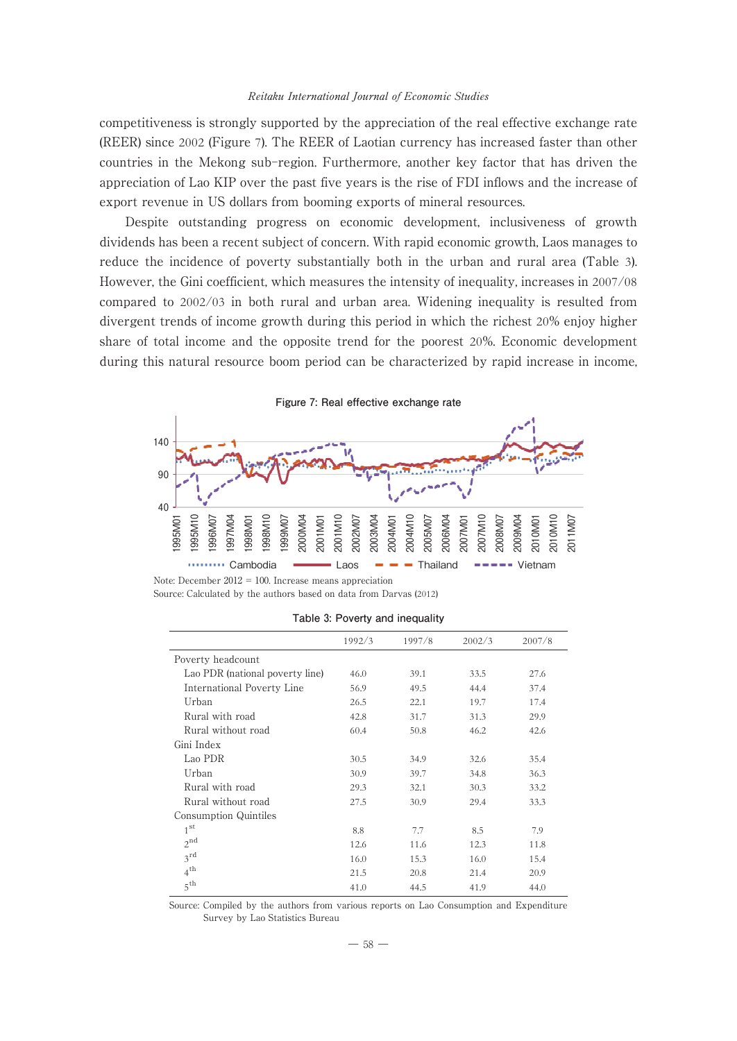competitiveness is strongly supported by the appreciation of the real effective exchange rate (REER) since 2002 (Figure 7). The REER of Laotian currency has increased faster than other countries in the Mekong sub-region. Furthermore, another key factor that has driven the appreciation of Lao KIP over the past five years is the rise of FDI inflows and the increase of export revenue in US dollars from booming exports of mineral resources.

Despite outstanding progress on economic development, inclusiveness of growth dividends has been a recent subject of concern. With rapid economic growth, Laos manages to reduce the incidence of poverty substantially both in the urban and rural area (Table 3). However, the Gini coefficient, which measures the intensity of inequality, increases in 2007/08 compared to 2002/03 in both rural and urban area. Widening inequality is resulted from divergent trends of income growth during this period in which the richest 20% enjoy higher share of total income and the opposite trend for the poorest 20%. Economic development during this natural resource boom period can be characterized by rapid increase in income,

**Figure 7: Real effective exchange rate**

Note: December 2012 = 100. Increase means appreciation

Source: Calculated by the authors based on data from Darvas (2012)

**Table 3: Poverty and inequality**

| | 1992/3 | 1997/8 | 2002/3 | 2007/8 |
|---|---|---|---|---|
| Poverty headcount | | | | |
| Lao PDR (national poverty line) | 46.0 | 39.1 | 33.5 | 27.6 |
| International Poverty Line | 56.9 | 49.5 | 44.4 | 37.4 |
| Urban | 26.5 | 22.1 | 19.7 | 17.4 |
| Rural with road | 42.8 | 31.7 | 31.3 | 29.9 |
| Rural without road | 60.4 | 50.8 | 46.2 | 42.6 |
| Gini Index | | | | |
| Lao PDR | 30.5 | 34.9 | 32.6 | 35.4 |
| Urban | 30.9 | 39.7 | 34.8 | 36.3 |
| Rural with road | 29.3 | 32.1 | 30.3 | 33.2 |
| Rural without road | 27.5 | 30.9 | 29.4 | 33.3 |
| Consumption Quintiles | | | | |
| 1st | 8.8 | 7.7 | 8.5 | 7.9 |
| 2nd | 12.6 | 11.6 | 12.3 | 11.8 |
| 3rd | 16.0 | 15.3 | 16.0 | 15.4 |
| 4th | 21.5 | 20.8 | 21.4 | 20.9 |
| 5th | 41.0 | 44.5 | 41.9 | 44.0 |

Source: Compiled by the authors from various reports on Lao Consumption and Expenditure Survey by Lao Statistics Bureau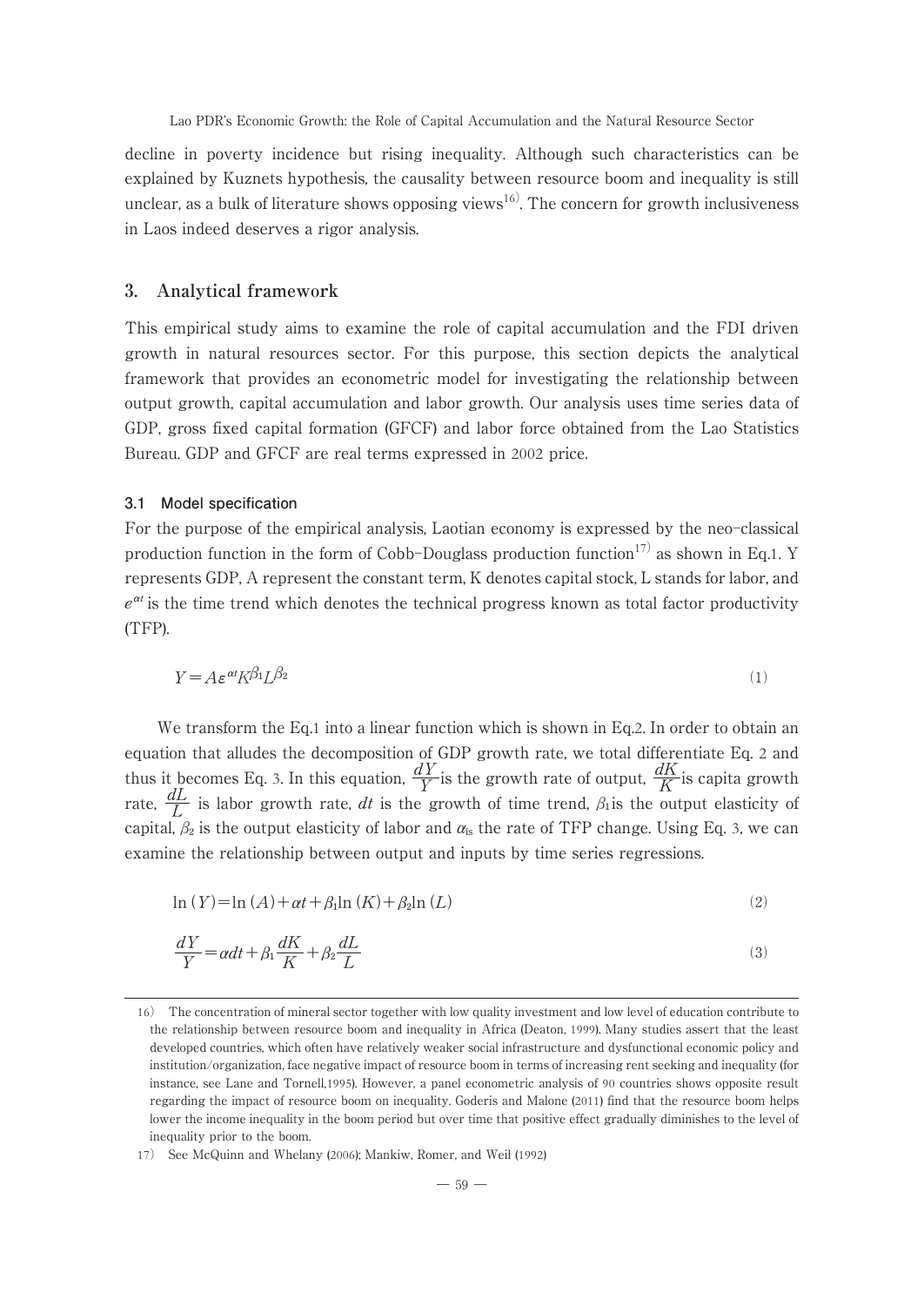decline in poverty incidence but rising inequality. Although such characteristics can be explained by Kuznets hypothesis, the causality between resource boom and inequality is still unclear, as a bulk of literature shows opposing views[16]. The concern for growth inclusiveness in Laos indeed deserves a rigor analysis.

## 3. Analytical framework

This empirical study aims to examine the role of capital accumulation and the FDI driven growth in natural resources sector. For this purpose, this section depicts the analytical framework that provides an econometric model for investigating the relationship between output growth, capital accumulation and labor growth. Our analysis uses time series data of GDP, gross fixed capital formation (GFCF) and labor force obtained from the Lao Statistics Bureau. GDP and GFCF are real terms expressed in 2002 price.

### 3.1 Model specification

For the purpose of the empirical analysis, Laotian economy is expressed by the neo-classical production function in the form of Cobb-Douglass production function[17] as shown in Eq.1. Y represents GDP, A represent the constant term, K denotes capital stock, L stands for labor, and $e^{\alpha t}$ is the time trend which denotes the technical progress known as total factor productivity (TFP).

$$Y = A\varepsilon^{\alpha t}K^{\beta_1}L^{\beta_2} \tag{1}$$

We transform the Eq.1 into a linear function which is shown in Eq.2. In order to obtain an equation that alludes the decomposition of GDP growth rate, we total differentiate Eq. 2 and thus it becomes Eq. 3. In this equation, $\frac{dY}{Y}$ is the growth rate of output, $\frac{dK}{K}$ is capita growth rate, $\frac{dL}{L}$ is labor growth rate, $dt$ is the growth of time trend, $\beta_1$ is the output elasticity of capital, $\beta_2$ is the output elasticity of labor and $\alpha_{\text{is}}$ the rate of TFP change. Using Eq. 3, we can examine the relationship between output and inputs by time series regressions.

$$\ln(Y) = \ln(A) + \alpha t + \beta_1 \ln(K) + \beta_2 \ln(L) \tag{2}$$

$$\frac{dY}{Y} = \alpha dt + \beta_1 \frac{dK}{K} + \beta_2 \frac{dL}{L} \tag{3}$$

---

16) The concentration of mineral sector together with low quality investment and low level of education contribute to the relationship between resource boom and inequality in Africa (Deaton, 1999). Many studies assert that the least developed countries, which often have relatively weaker social infrastructure and dysfunctional economic policy and institution/organization, face negative impact of resource boom in terms of increasing rent seeking and inequality (for instance, see Lane and Tornell,1995). However, a panel econometric analysis of 90 countries shows opposite result regarding the impact of resource boom on inequality. Goderis and Malone (2011) find that the resource boom helps lower the income inequality in the boom period but over time that positive effect gradually diminishes to the level of inequality prior to the boom.

17) See McQuinn and Whelany (2006); Mankiw, Romer, and Weil (1992)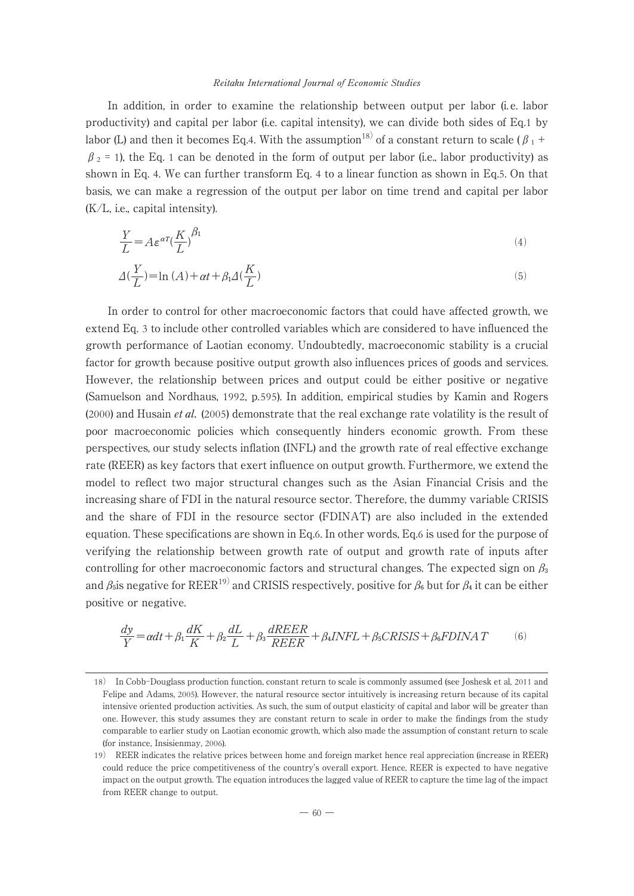In addition, in order to examine the relationship between output per labor (i.e. labor productivity) and capital per labor (i.e. capital intensity), we can divide both sides of Eq.1 by labor (L) and then it becomes Eq.4. With the assumption[18] of a constant return to scale ($\beta_1 + \beta_2 = 1$), the Eq. 1 can be denoted in the form of output per labor (i.e., labor productivity) as shown in Eq. 4. We can further transform Eq. 4 to a linear function as shown in Eq.5. On that basis, we can make a regression of the output per labor on time trend and capital per labor (K/L, i.e., capital intensity).

$$\frac{Y}{L} = A\varepsilon^{\alpha T}\left(\frac{K}{L}\right)^{\beta_1} \tag{4}$$

$$\Delta\left(\frac{Y}{L}\right) = \ln(A) + \alpha t + \beta_1 \Delta\left(\frac{K}{L}\right) \tag{5}$$

In order to control for other macroeconomic factors that could have affected growth, we extend Eq. 3 to include other controlled variables which are considered to have influenced the growth performance of Laotian economy. Undoubtedly, macroeconomic stability is a crucial factor for growth because positive output growth also influences prices of goods and services. However, the relationship between prices and output could be either positive or negative (Samuelson and Nordhaus, 1992, p.595). In addition, empirical studies by Kamin and Rogers (2000) and Husain *et al.* (2005) demonstrate that the real exchange rate volatility is the result of poor macroeconomic policies which consequently hinders economic growth. From these perspectives, our study selects inflation (INFL) and the growth rate of real effective exchange rate (REER) as key factors that exert influence on output growth. Furthermore, we extend the model to reflect two major structural changes such as the Asian Financial Crisis and the increasing share of FDI in the natural resource sector. Therefore, the dummy variable CRISIS and the share of FDI in the resource sector (FDINAT) are also included in the extended equation. These specifications are shown in Eq.6. In other words, Eq.6 is used for the purpose of verifying the relationship between growth rate of output and growth rate of inputs after controlling for other macroeconomic factors and structural changes. The expected sign on $\beta_3$ and $\beta_5$is negative for REER[19] and CRISIS respectively, positive for $\beta_6$ but for $\beta_4$ it can be either positive or negative.

$$\frac{dy}{Y} = \alpha dt + \beta_1\frac{dK}{K} + \beta_2\frac{dL}{L} + \beta_3\frac{dREER}{REER} + \beta_4 INFL + \beta_5 CRISIS + \beta_6 FDINAT \tag{6}$$

---

18) In Cobb-Douglass production function, constant return to scale is commonly assumed (see Joshesk et al, 2011 and Felipe and Adams, 2005). However, the natural resource sector intuitively is increasing return because of its capital intensive oriented production activities. As such, the sum of output elasticity of capital and labor will be greater than one. However, this study assumes they are constant return to scale in order to make the findings from the study comparable to earlier study on Laotian economic growth, which also made the assumption of constant return to scale (for instance, Insisienmay, 2006).

19) REER indicates the relative prices between home and foreign market hence real appreciation (increase in REER) could reduce the price competitiveness of the country's overall export. Hence, REER is expected to have negative impact on the output growth. The equation introduces the lagged value of REER to capture the time lag of the impact from REER change to output.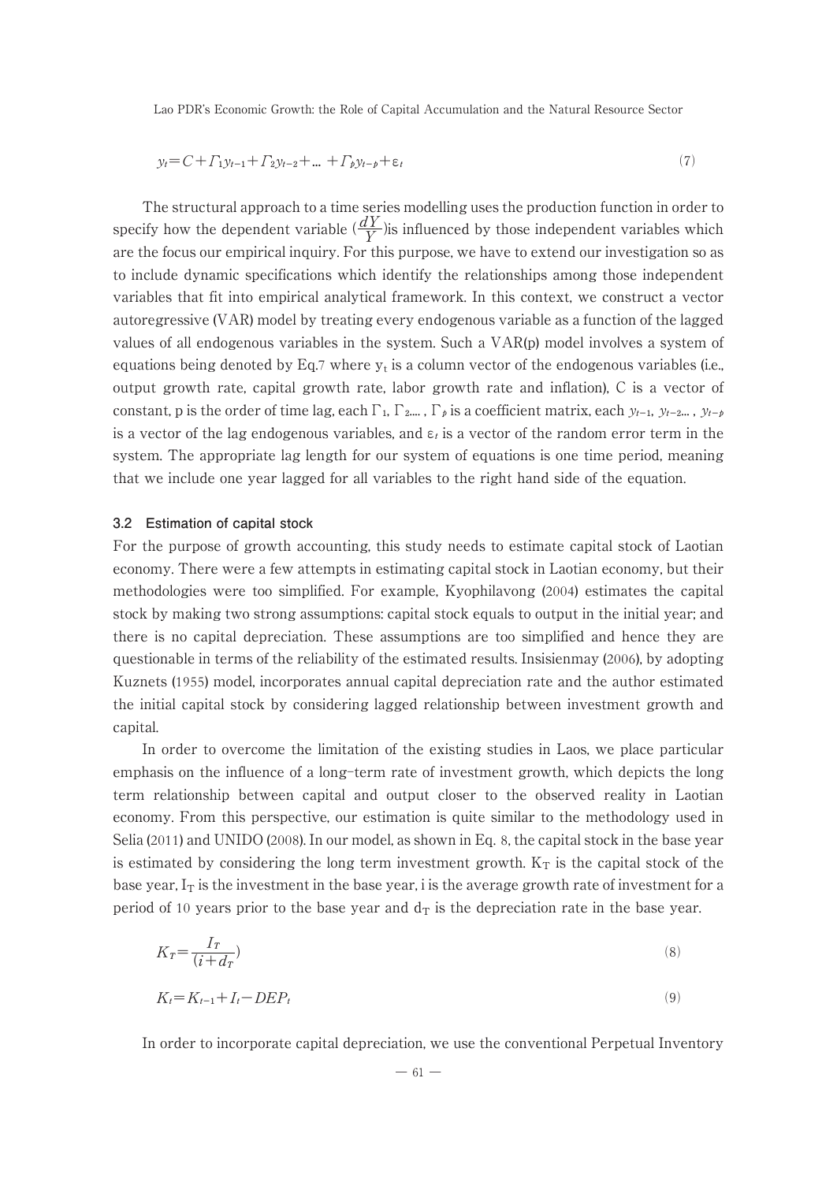$$y_t = C + \Gamma_1 y_{t-1} + \Gamma_2 y_{t-2} + \ldots + \Gamma_p y_{t-p} + \varepsilon_t \tag{7}$$

The structural approach to a time series modelling uses the production function in order to specify how the dependent variable ($\frac{dY}{Y}$)is influenced by those independent variables which are the focus our empirical inquiry. For this purpose, we have to extend our investigation so as to include dynamic specifications which identify the relationships among those independent variables that fit into empirical analytical framework. In this context, we construct a vector autoregressive (VAR) model by treating every endogenous variable as a function of the lagged values of all endogenous variables in the system. Such a VAR(p) model involves a system of equations being denoted by Eq.7 where $y_t$ is a column vector of the endogenous variables (i.e., output growth rate, capital growth rate, labor growth rate and inflation), C is a vector of constant, p is the order of time lag, each $\Gamma_1$, $\Gamma_2 \ldots$, $\Gamma_p$ is a coefficient matrix, each $y_{t-1}$, $y_{t-2} \ldots$, $y_{t-p}$ is a vector of the lag endogenous variables, and $\varepsilon_t$ is a vector of the random error term in the system. The appropriate lag length for our system of equations is one time period, meaning that we include one year lagged for all variables to the right hand side of the equation.

### 3.2 Estimation of capital stock

For the purpose of growth accounting, this study needs to estimate capital stock of Laotian economy. There were a few attempts in estimating capital stock in Laotian economy, but their methodologies were too simplified. For example, Kyophilavong (2004) estimates the capital stock by making two strong assumptions: capital stock equals to output in the initial year; and there is no capital depreciation. These assumptions are too simplified and hence they are questionable in terms of the reliability of the estimated results. Insisienmay (2006), by adopting Kuznets (1955) model, incorporates annual capital depreciation rate and the author estimated the initial capital stock by considering lagged relationship between investment growth and capital.

In order to overcome the limitation of the existing studies in Laos, we place particular emphasis on the influence of a long-term rate of investment growth, which depicts the long term relationship between capital and output closer to the observed reality in Laotian economy. From this perspective, our estimation is quite similar to the methodology used in Selia (2011) and UNIDO (2008). In our model, as shown in Eq. 8, the capital stock in the base year is estimated by considering the long term investment growth. $K_T$ is the capital stock of the base year, $I_T$ is the investment in the base year, i is the average growth rate of investment for a period of 10 years prior to the base year and $d_T$ is the depreciation rate in the base year.

$$K_T = \frac{I_T}{(i + d_T)}) \tag{8}$$

$$K_t = K_{t-1} + I_t - DEP_t \tag{9}$$

In order to incorporate capital depreciation, we use the conventional Perpetual Inventory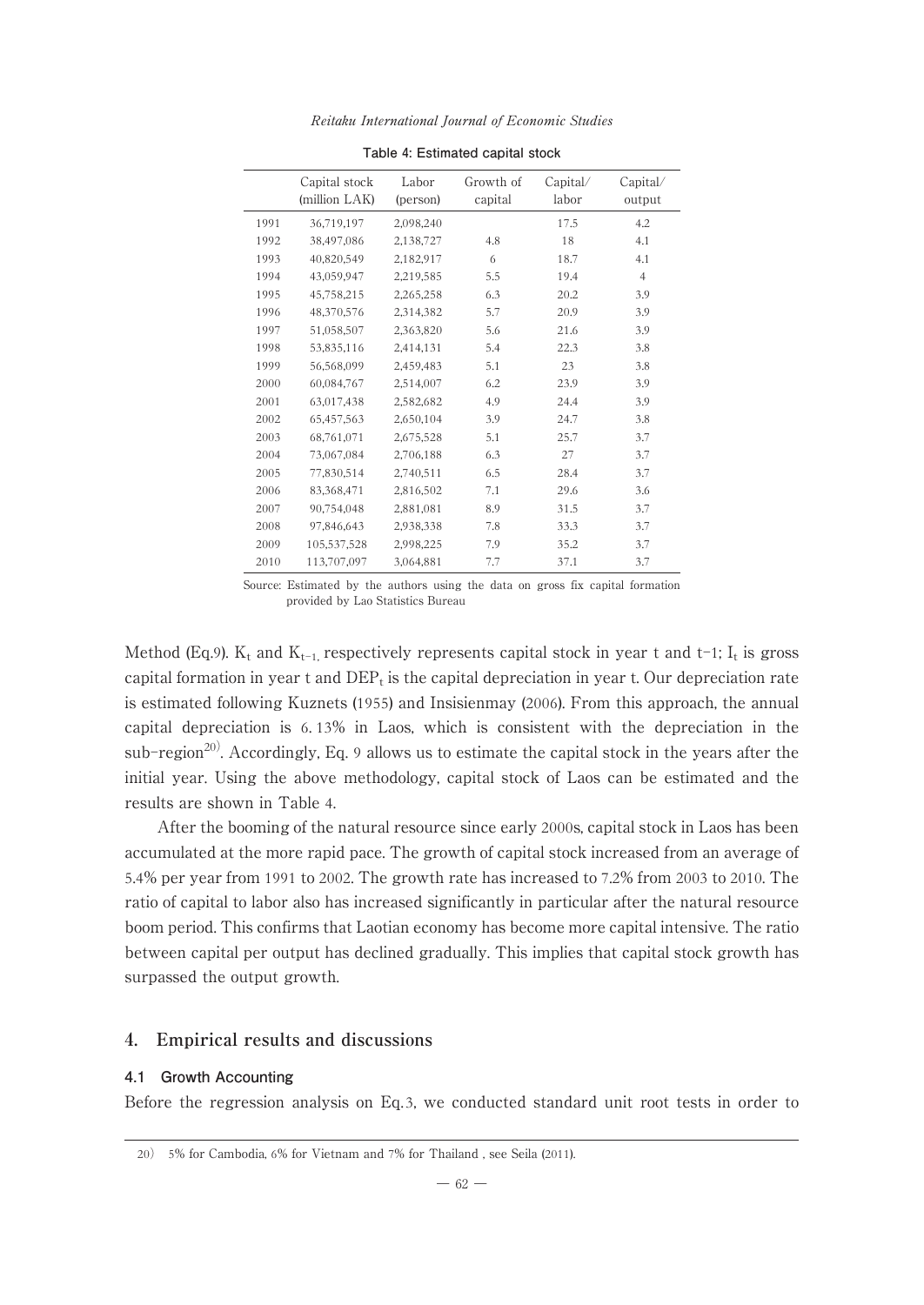**Table 4: Estimated capital stock**

| | Capital stock (million LAK) | Labor (person) | Growth of capital | Capital/ labor | Capital/ output |
|---|---|---|---|---|---|
| 1991 | 36,719,197 | 2,098,240 | | 17.5 | 4.2 |
| 1992 | 38,497,086 | 2,138,727 | 4.8 | 18 | 4.1 |
| 1993 | 40,820,549 | 2,182,917 | 6 | 18.7 | 4.1 |
| 1994 | 43,059,947 | 2,219,585 | 5.5 | 19.4 | 4 |
| 1995 | 45,758,215 | 2,265,258 | 6.3 | 20.2 | 3.9 |
| 1996 | 48,370,576 | 2,314,382 | 5.7 | 20.9 | 3.9 |
| 1997 | 51,058,507 | 2,363,820 | 5.6 | 21.6 | 3.9 |
| 1998 | 53,835,116 | 2,414,131 | 5.4 | 22.3 | 3.8 |
| 1999 | 56,568,099 | 2,459,483 | 5.1 | 23 | 3.8 |
| 2000 | 60,084,767 | 2,514,007 | 6.2 | 23.9 | 3.9 |
| 2001 | 63,017,438 | 2,582,682 | 4.9 | 24.4 | 3.9 |
| 2002 | 65,457,563 | 2,650,104 | 3.9 | 24.7 | 3.8 |
| 2003 | 68,761,071 | 2,675,528 | 5.1 | 25.7 | 3.7 |
| 2004 | 73,067,084 | 2,706,188 | 6.3 | 27 | 3.7 |
| 2005 | 77,830,514 | 2,740,511 | 6.5 | 28.4 | 3.7 |
| 2006 | 83,368,471 | 2,816,502 | 7.1 | 29.6 | 3.6 |
| 2007 | 90,754,048 | 2,881,081 | 8.9 | 31.5 | 3.7 |
| 2008 | 97,846,643 | 2,938,338 | 7.8 | 33.3 | 3.7 |
| 2009 | 105,537,528 | 2,998,225 | 7.9 | 35.2 | 3.7 |
| 2010 | 113,707,097 | 3,064,881 | 7.7 | 37.1 | 3.7 |

Source: Estimated by the authors using the data on gross fix capital formation provided by Lao Statistics Bureau

Method (Eq.9). $K_t$ and $K_{t-1}$ respectively represents capital stock in year t and t-1; $I_t$ is gross capital formation in year t and $DEP_t$ is the capital depreciation in year t. Our depreciation rate is estimated following Kuznets (1955) and Insisienmay (2006). From this approach, the annual capital depreciation is 6.13% in Laos, which is consistent with the depreciation in the sub-region[20]. Accordingly, Eq. 9 allows us to estimate the capital stock in the years after the initial year. Using the above methodology, capital stock of Laos can be estimated and the results are shown in Table 4.

After the booming of the natural resource since early 2000s, capital stock in Laos has been accumulated at the more rapid pace. The growth of capital stock increased from an average of 5.4% per year from 1991 to 2002. The growth rate has increased to 7.2% from 2003 to 2010. The ratio of capital to labor also has increased significantly in particular after the natural resource boom period. This confirms that Laotian economy has become more capital intensive. The ratio between capital per output has declined gradually. This implies that capital stock growth has surpassed the output growth.

## 4. Empirical results and discussions

### 4.1 Growth Accounting

Before the regression analysis on Eq.3, we conducted standard unit root tests in order to

20) 5% for Cambodia, 6% for Vietnam and 7% for Thailand , see Seila (2011).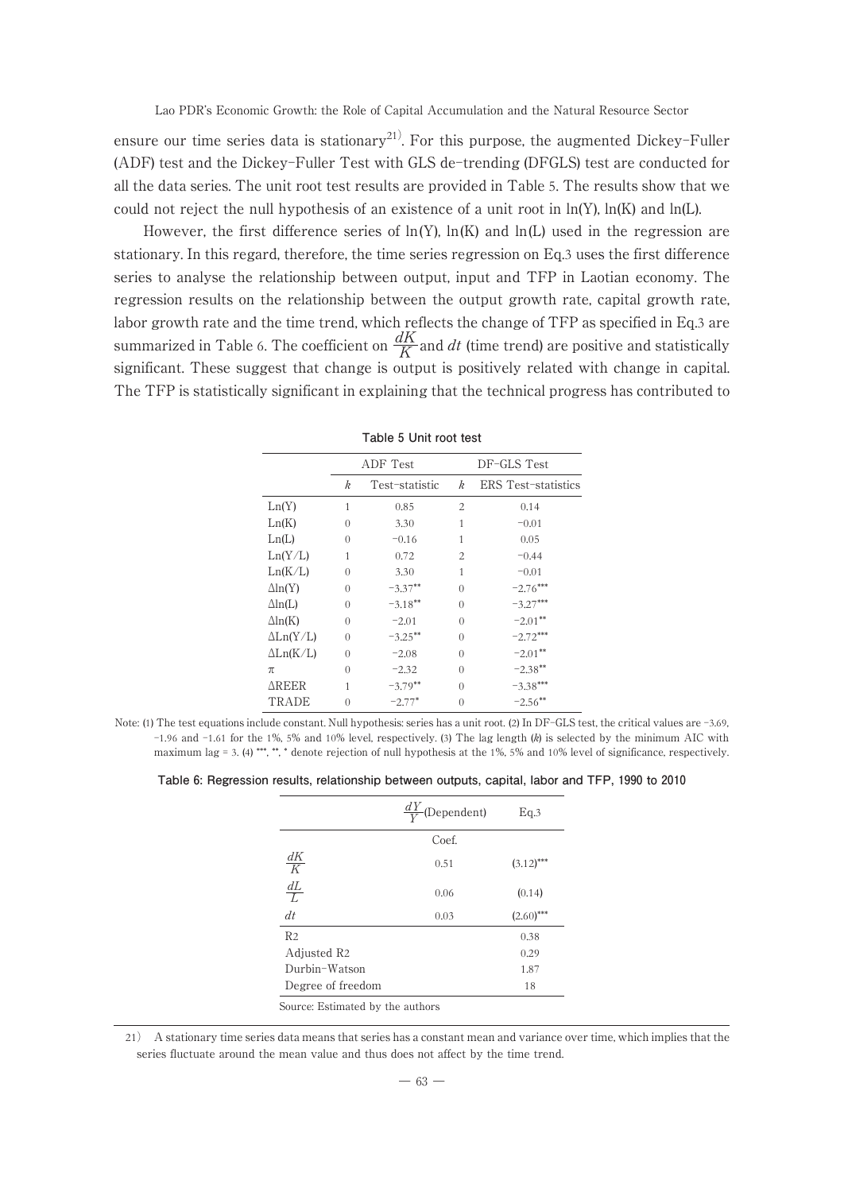ensure our time series data is stationary[21]. For this purpose, the augmented Dickey-Fuller (ADF) test and the Dickey-Fuller Test with GLS de-trending (DFGLS) test are conducted for all the data series. The unit root test results are provided in Table 5. The results show that we could not reject the null hypothesis of an existence of a unit root in ln(Y), ln(K) and ln(L).

However, the first difference series of ln(Y), ln(K) and ln(L) used in the regression are stationary. In this regard, therefore, the time series regression on Eq.3 uses the first difference series to analyse the relationship between output, input and TFP in Laotian economy. The regression results on the relationship between the output growth rate, capital growth rate, labor growth rate and the time trend, which reflects the change of TFP as specified in Eq.3 are summarized in Table 6. The coefficient on $\frac{dK}{K}$ and $dt$ (time trend) are positive and statistically significant. These suggest that change is output is positively related with change in capital. The TFP is statistically significant in explaining that the technical progress has contributed to

**Table 5 Unit root test**

| | ADF Test | | DF-GLS Test | |
|---|---|---|---|---|
| | $k$ | Test-statistic | $k$ | ERS Test-statistics |
| Ln(Y) | 1 | 0.85 | 2 | 0.14 |
| Ln(K) | 0 | 3.30 | 1 | −0.01 |
| Ln(L) | 0 | −0.16 | 1 | 0.05 |
| Ln(Y/L) | 1 | 0.72 | 2 | −0.44 |
| Ln(K/L) | 0 | 3.30 | 1 | −0.01 |
| Δln(Y) | 0 | −3.37** | 0 | −2.76*** |
| Δln(L) | 0 | −3.18** | 0 | −3.27*** |
| Δln(K) | 0 | −2.01 | 0 | −2.01** |
| ΔLn(Y/L) | 0 | −3.25** | 0 | −2.72*** |
| ΔLn(K/L) | 0 | −2.08 | 0 | −2.01** |
| π | 0 | −2.32 | 0 | −2.38** |
| ΔREER | 1 | −3.79** | 0 | −3.38*** |
| TRADE | 0 | −2.77* | 0 | −2.56** |

Note: (1) The test equations include constant. Null hypothesis: series has a unit root. (2) In DF-GLS test, the critical values are −3.69, −1.96 and −1.61 for the 1%, 5% and 10% level, respectively. (3) The lag length ($k$) is selected by the minimum AIC with maximum lag = 3. (4) ***, **, * denote rejection of null hypothesis at the 1%, 5% and 10% level of significance, respectively.

**Table 6: Regression results, relationship between outputs, capital, labor and TFP, 1990 to 2010**

| | $\frac{dY}{Y}$(Dependent) | Eq.3 |
|---|---|---|
| | Coef. | |
| $\frac{dK}{K}$ | 0.51 | (3.12)*** |
| $\frac{dL}{L}$ | 0.06 | (0.14) |
| $dt$ | 0.03 | (2.60)*** |
| R2 | | 0.38 |
| Adjusted R2 | | 0.29 |
| Durbin-Watson | | 1.87 |
| Degree of freedom | | 18 |

Source: Estimated by the authors

21) A stationary time series data means that series has a constant mean and variance over time, which implies that the series fluctuate around the mean value and thus does not affect by the time trend.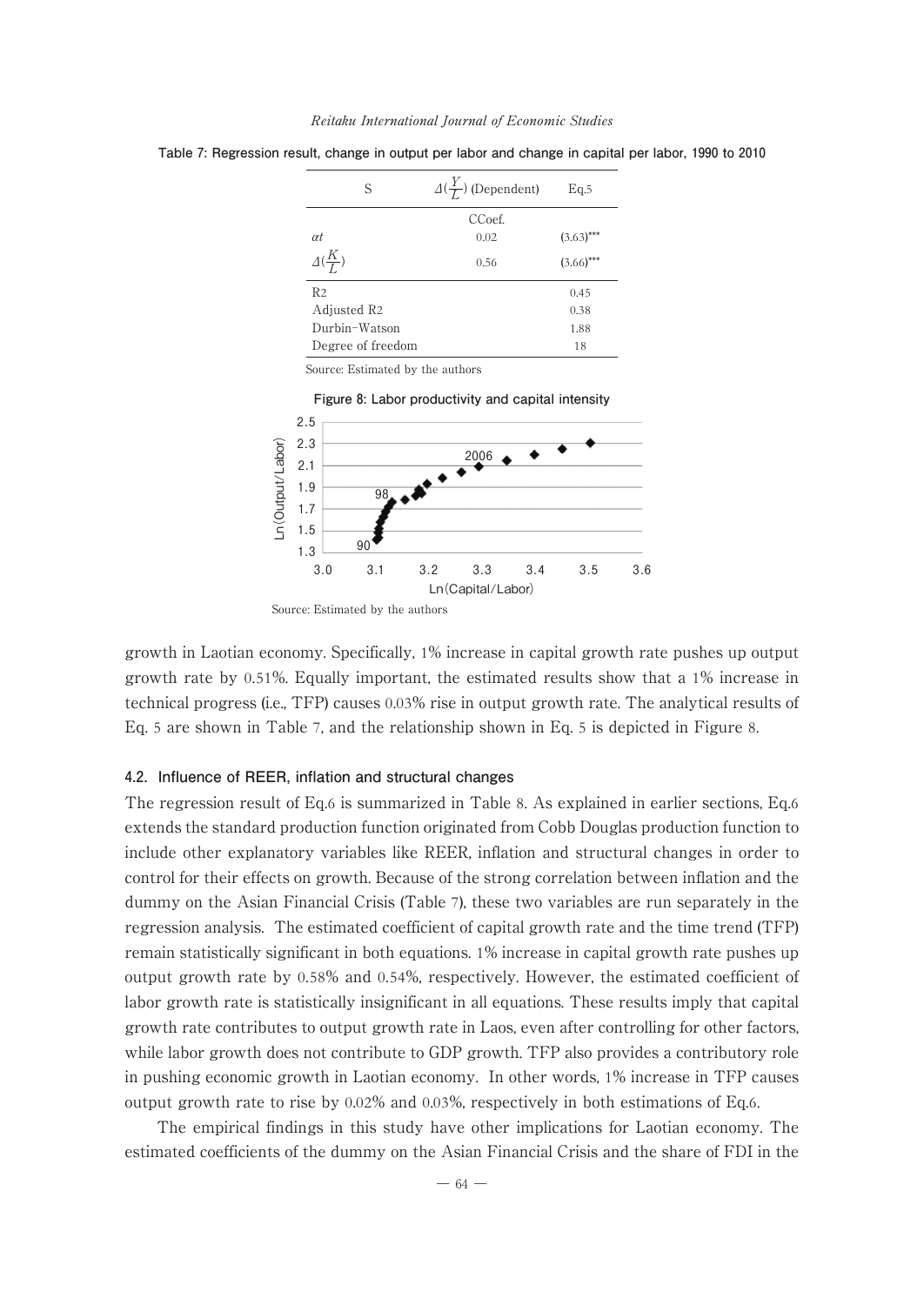**Table 7: Regression result, change in output per labor and change in capital per labor, 1990 to 2010**

| S | $\Delta(\frac{Y}{L})$ (Dependent) | Eq.5 |
|---|---|---|
| | CCoef. | |
| $\alpha t$ | 0.02 | $(3.63)^{***}$ |
| $\Delta(\frac{K}{L})$ | 0.56 | $(3.66)^{***}$ |
| R2 | | 0.45 |
| Adjusted R2 | | 0.38 |
| Durbin-Watson | | 1.88 |
| Degree of freedom | | 18 |

Source: Estimated by the authors

**Figure 8: Labor productivity and capital intensity**

Source: Estimated by the authors

growth in Laotian economy. Specifically, 1% increase in capital growth rate pushes up output growth rate by 0.51%. Equally important, the estimated results show that a 1% increase in technical progress (i.e., TFP) causes 0.03% rise in output growth rate. The analytical results of Eq. 5 are shown in Table 7, and the relationship shown in Eq. 5 is depicted in Figure 8.

### 4.2. Influence of REER, inflation and structural changes

The regression result of Eq.6 is summarized in Table 8. As explained in earlier sections, Eq.6 extends the standard production function originated from Cobb Douglas production function to include other explanatory variables like REER, inflation and structural changes in order to control for their effects on growth. Because of the strong correlation between inflation and the dummy on the Asian Financial Crisis (Table 7), these two variables are run separately in the regression analysis. The estimated coefficient of capital growth rate and the time trend (TFP) remain statistically significant in both equations. 1% increase in capital growth rate pushes up output growth rate by 0.58% and 0.54%, respectively. However, the estimated coefficient of labor growth rate is statistically insignificant in all equations. These results imply that capital growth rate contributes to output growth rate in Laos, even after controlling for other factors, while labor growth does not contribute to GDP growth. TFP also provides a contributory role in pushing economic growth in Laotian economy. In other words, 1% increase in TFP causes output growth rate to rise by 0.02% and 0.03%, respectively in both estimations of Eq.6.

The empirical findings in this study have other implications for Laotian economy. The estimated coefficients of the dummy on the Asian Financial Crisis and the share of FDI in the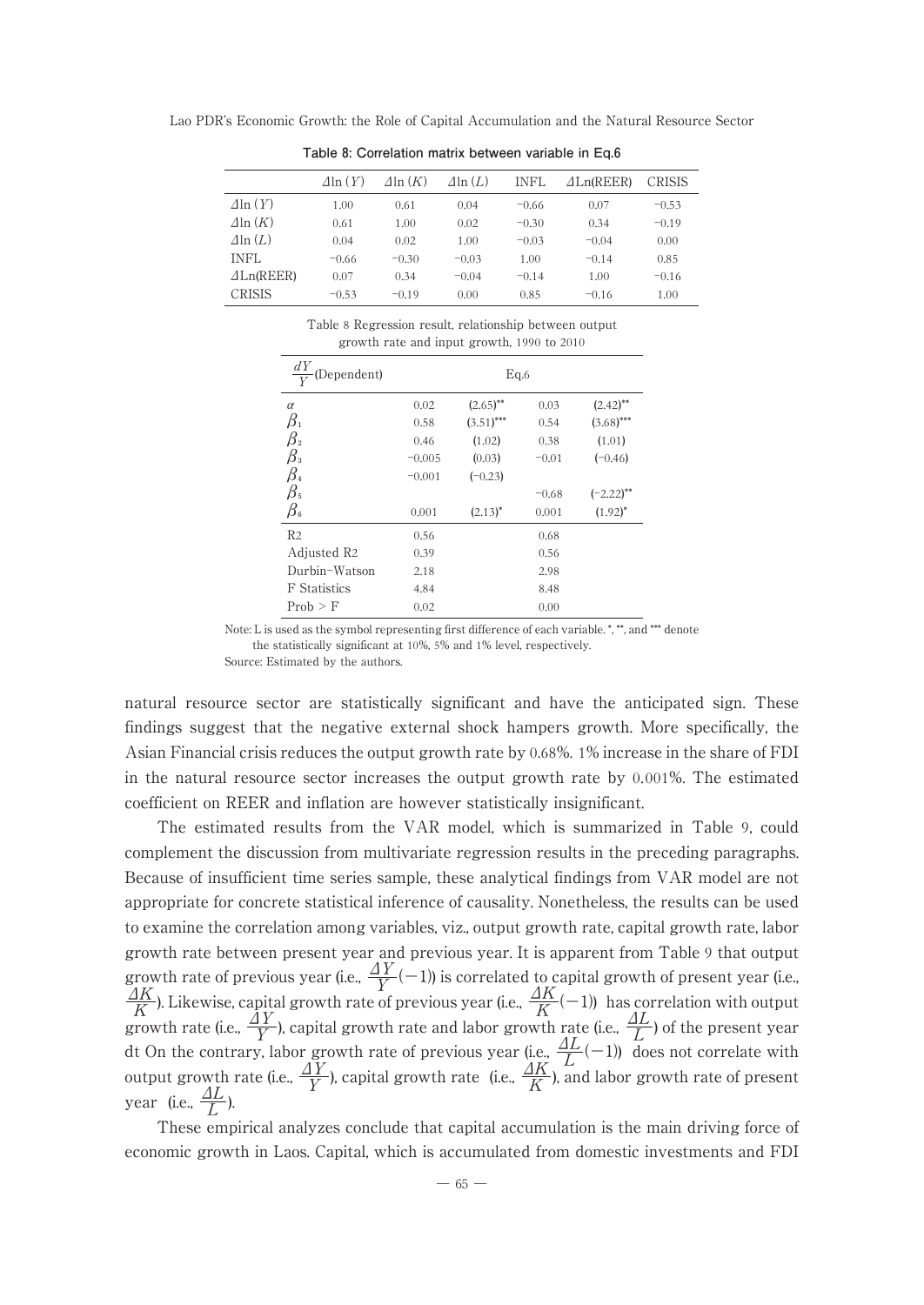**Table 8: Correlation matrix between variable in Eq.6**

| | $\Delta\ln(Y)$ | $\Delta\ln(K)$ | $\Delta\ln(L)$ | INFL | $\Delta$Ln(REER) | CRISIS |
|---|---|---|---|---|---|---|
| $\Delta\ln(Y)$ | 1.00 | 0.61 | 0.04 | −0.66 | 0.07 | −0.53 |
| $\Delta\ln(K)$ | 0.61 | 1.00 | 0.02 | −0.30 | 0.34 | −0.19 |
| $\Delta\ln(L)$ | 0.04 | 0.02 | 1.00 | −0.03 | −0.04 | 0.00 |
| INFL | −0.66 | −0.30 | −0.03 | 1.00 | −0.14 | 0.85 |
| $\Delta$Ln(REER) | 0.07 | 0.34 | −0.04 | −0.14 | 1.00 | −0.16 |
| CRISIS | −0.53 | −0.19 | 0.00 | 0.85 | −0.16 | 1.00 |

Table 8 Regression result, relationship between output growth rate and input growth, 1990 to 2010

| $\frac{dY}{Y}$(Dependent) | Eq.6 | | | |
|---|---|---|---|---|
| $\alpha$ | 0.02 | $(2.65)^{**}$ | 0.03 | $(2.42)^{**}$ |
| $\beta_1$ | 0.58 | $(3.51)^{***}$ | 0.54 | $(3.68)^{***}$ |
| $\beta_2$ | 0.46 | (1.02) | 0.38 | (1.01) |
| $\beta_3$ | −0.005 | (0.03) | −0.01 | (−0.46) |
| $\beta_4$ | −0.001 | (−0.23) | | |
| $\beta_5$ | | | −0.68 | $(-2.22)^{**}$ |
| $\beta_6$ | 0.001 | $(2.13)^{*}$ | 0.001 | $(1.92)^{*}$ |
| R2 | 0.56 | | 0.68 | |
| Adjusted R2 | 0.39 | | 0.56 | |
| Durbin-Watson | 2.18 | | 2.98 | |
| F Statistics | 4.84 | | 8.48 | |
| Prob > F | 0.02 | | 0.00 | |

Note: L is used as the symbol representing first difference of each variable. *, **, and *** denote the statistically significant at 10%, 5% and 1% level, respectively.

Source: Estimated by the authors.

natural resource sector are statistically significant and have the anticipated sign. These findings suggest that the negative external shock hampers growth. More specifically, the Asian Financial crisis reduces the output growth rate by 0.68%. 1% increase in the share of FDI in the natural resource sector increases the output growth rate by 0.001%. The estimated coefficient on REER and inflation are however statistically insignificant.

The estimated results from the VAR model, which is summarized in Table 9, could complement the discussion from multivariate regression results in the preceding paragraphs. Because of insufficient time series sample, these analytical findings from VAR model are not appropriate for concrete statistical inference of causality. Nonetheless, the results can be used to examine the correlation among variables, viz., output growth rate, capital growth rate, labor growth rate between present year and previous year. It is apparent from Table 9 that output growth rate of previous year (i.e., $\frac{\Delta Y}{Y}(-1)$) is correlated to capital growth of present year (i.e., $\frac{\Delta K}{K}$). Likewise, capital growth rate of previous year (i.e., $\frac{\Delta K}{K}(-1)$) has correlation with output growth rate (i.e., $\frac{\Delta Y}{Y}$), capital growth rate and labor growth rate (i.e., $\frac{\Delta L}{L}$) of the present year dt On the contrary, labor growth rate of previous year (i.e., $\frac{\Delta L}{L}(-1)$) does not correlate with output growth rate (i.e., $\frac{\Delta Y}{Y}$), capital growth rate (i.e., $\frac{\Delta K}{K}$), and labor growth rate of present year (i.e., $\frac{\Delta L}{L}$).

These empirical analyzes conclude that capital accumulation is the main driving force of economic growth in Laos. Capital, which is accumulated from domestic investments and FDI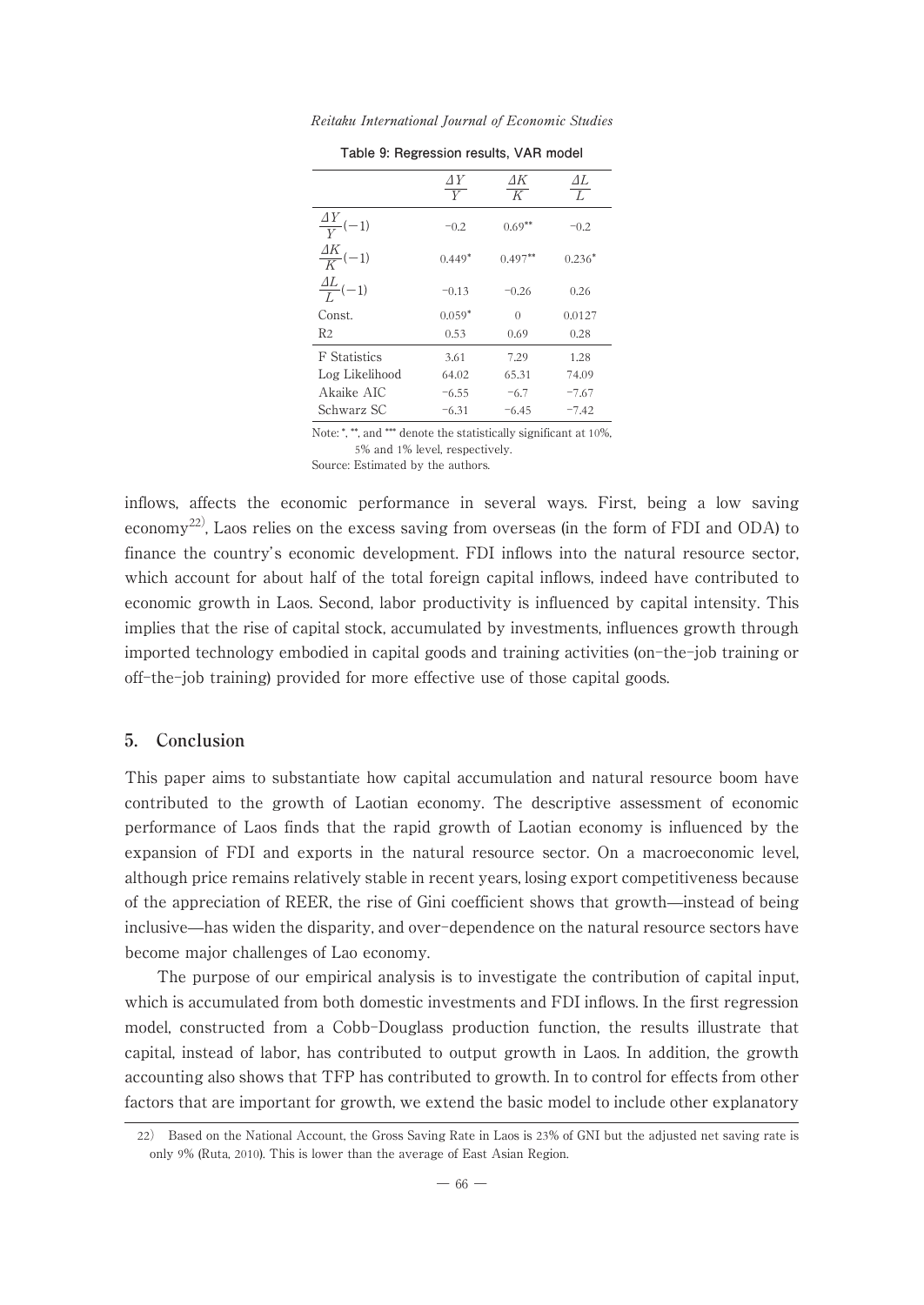**Table 9: Regression results, VAR model**

| | $\frac{\Delta Y}{Y}$ | $\frac{\Delta K}{K}$ | $\frac{\Delta L}{L}$ |
|---|---|---|---|
| $\frac{\Delta Y}{Y}(-1)$ | −0.2 | 0.69** | −0.2 |
| $\frac{\Delta K}{K}(-1)$ | 0.449* | 0.497** | 0.236* |
| $\frac{\Delta L}{L}(-1)$ | −0.13 | −0.26 | 0.26 |
| Const. | 0.059* | 0 | 0.0127 |
| R2 | 0.53 | 0.69 | 0.28 |
| F Statistics | 3.61 | 7.29 | 1.28 |
| Log Likelihood | 64.02 | 65.31 | 74.09 |
| Akaike AIC | −6.55 | −6.7 | −7.67 |
| Schwarz SC | −6.31 | −6.45 | −7.42 |

Note: *, **, and *** denote the statistically significant at 10%, 5% and 1% level, respectively.
Source: Estimated by the authors.

inflows, affects the economic performance in several ways. First, being a low saving economy[22], Laos relies on the excess saving from overseas (in the form of FDI and ODA) to finance the country's economic development. FDI inflows into the natural resource sector, which account for about half of the total foreign capital inflows, indeed have contributed to economic growth in Laos. Second, labor productivity is influenced by capital intensity. This implies that the rise of capital stock, accumulated by investments, influences growth through imported technology embodied in capital goods and training activities (on-the-job training or off-the-job training) provided for more effective use of those capital goods.

## 5. Conclusion

This paper aims to substantiate how capital accumulation and natural resource boom have contributed to the growth of Laotian economy. The descriptive assessment of economic performance of Laos finds that the rapid growth of Laotian economy is influenced by the expansion of FDI and exports in the natural resource sector. On a macroeconomic level, although price remains relatively stable in recent years, losing export competitiveness because of the appreciation of REER, the rise of Gini coefficient shows that growth—instead of being inclusive—has widen the disparity, and over-dependence on the natural resource sectors have become major challenges of Lao economy.

The purpose of our empirical analysis is to investigate the contribution of capital input, which is accumulated from both domestic investments and FDI inflows. In the first regression model, constructed from a Cobb-Douglass production function, the results illustrate that capital, instead of labor, has contributed to output growth in Laos. In addition, the growth accounting also shows that TFP has contributed to growth. In to control for effects from other factors that are important for growth, we extend the basic model to include other explanatory

22) Based on the National Account, the Gross Saving Rate in Laos is 23% of GNI but the adjusted net saving rate is only 9% (Ruta, 2010). This is lower than the average of East Asian Region.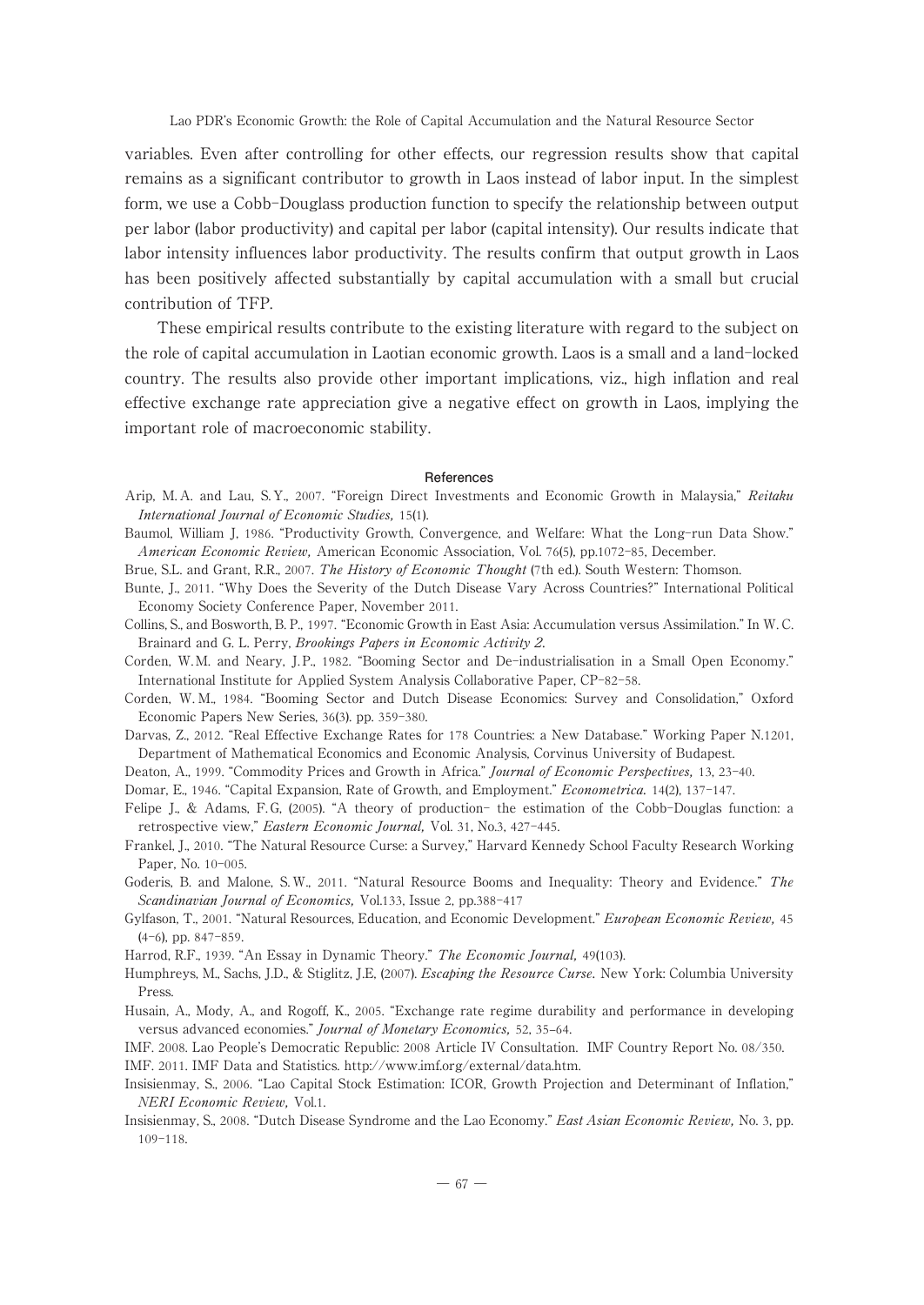variables. Even after controlling for other effects, our regression results show that capital remains as a significant contributor to growth in Laos instead of labor input. In the simplest form, we use a Cobb-Douglass production function to specify the relationship between output per labor (labor productivity) and capital per labor (capital intensity). Our results indicate that labor intensity influences labor productivity. The results confirm that output growth in Laos has been positively affected substantially by capital accumulation with a small but crucial contribution of TFP.

These empirical results contribute to the existing literature with regard to the subject on the role of capital accumulation in Laotian economic growth. Laos is a small and a land-locked country. The results also provide other important implications, viz., high inflation and real effective exchange rate appreciation give a negative effect on growth in Laos, implying the important role of macroeconomic stability.

## References

Arip, M. A. and Lau, S. Y., 2007. "Foreign Direct Investments and Economic Growth in Malaysia," *Reitaku International Journal of Economic Studies,* 15(1).

Baumol, William J, 1986. "Productivity Growth, Convergence, and Welfare: What the Long-run Data Show." *American Economic Review,* American Economic Association, Vol. 76(5), pp.1072-85, December.

Brue, S.L. and Grant, R.R., 2007. *The History of Economic Thought* (7th ed.). South Western: Thomson.

Bunte, J., 2011. "Why Does the Severity of the Dutch Disease Vary Across Countries?" International Political Economy Society Conference Paper, November 2011.

Collins, S., and Bosworth, B. P., 1997. "Economic Growth in East Asia: Accumulation versus Assimilation." In W. C. Brainard and G. L. Perry, *Brookings Papers in Economic Activity 2.*

Corden, W.M. and Neary, J.P., 1982. "Booming Sector and De-industrialisation in a Small Open Economy." International Institute for Applied System Analysis Collaborative Paper, CP-82-58.

Corden, W. M., 1984. "Booming Sector and Dutch Disease Economics: Survey and Consolidation," Oxford Economic Papers New Series, 36(3). pp. 359-380.

Darvas, Z., 2012. "Real Effective Exchange Rates for 178 Countries: a New Database." Working Paper N.1201, Department of Mathematical Economics and Economic Analysis, Corvinus University of Budapest.

Deaton, A., 1999. "Commodity Prices and Growth in Africa." *Journal of Economic Perspectives,* 13, 23-40.

Domar, E., 1946. "Capital Expansion, Rate of Growth, and Employment." *Econometrica.* 14(2), 137-147.

Felipe J., & Adams, F. G, (2005). "A theory of production- the estimation of the Cobb-Douglas function: a retrospective view," *Eastern Economic Journal,* Vol. 31, No.3, 427-445.

Frankel, J., 2010. "The Natural Resource Curse: a Survey," Harvard Kennedy School Faculty Research Working Paper, No. 10-005.

Goderis, B. and Malone, S. W., 2011. "Natural Resource Booms and Inequality: Theory and Evidence." *The Scandinavian Journal of Economics,* Vol.133, Issue 2, pp.388-417

Gylfason, T., 2001. "Natural Resources, Education, and Economic Development." *European Economic Review,* 45 (4-6), pp. 847-859.

Harrod, R.F., 1939. "An Essay in Dynamic Theory." *The Economic Journal,* 49(103).

Humphreys, M., Sachs, J.D., & Stiglitz, J.E, (2007). *Escaping the Resource Curse.* New York: Columbia University Press.

Husain, A., Mody, A., and Rogoff, K., 2005. "Exchange rate regime durability and performance in developing versus advanced economies." *Journal of Monetary Economics,* 52, 35-64.

IMF. 2008. Lao People's Democratic Republic: 2008 Article IV Consultation. IMF Country Report No. 08/350.

IMF. 2011. IMF Data and Statistics. http://www.imf.org/external/data.htm.

Insisienmay, S., 2006. "Lao Capital Stock Estimation: ICOR, Growth Projection and Determinant of Inflation," *NERI Economic Review,* Vol.1.

Insisienmay, S., 2008. "Dutch Disease Syndrome and the Lao Economy." *East Asian Economic Review,* No. 3, pp. 109-118.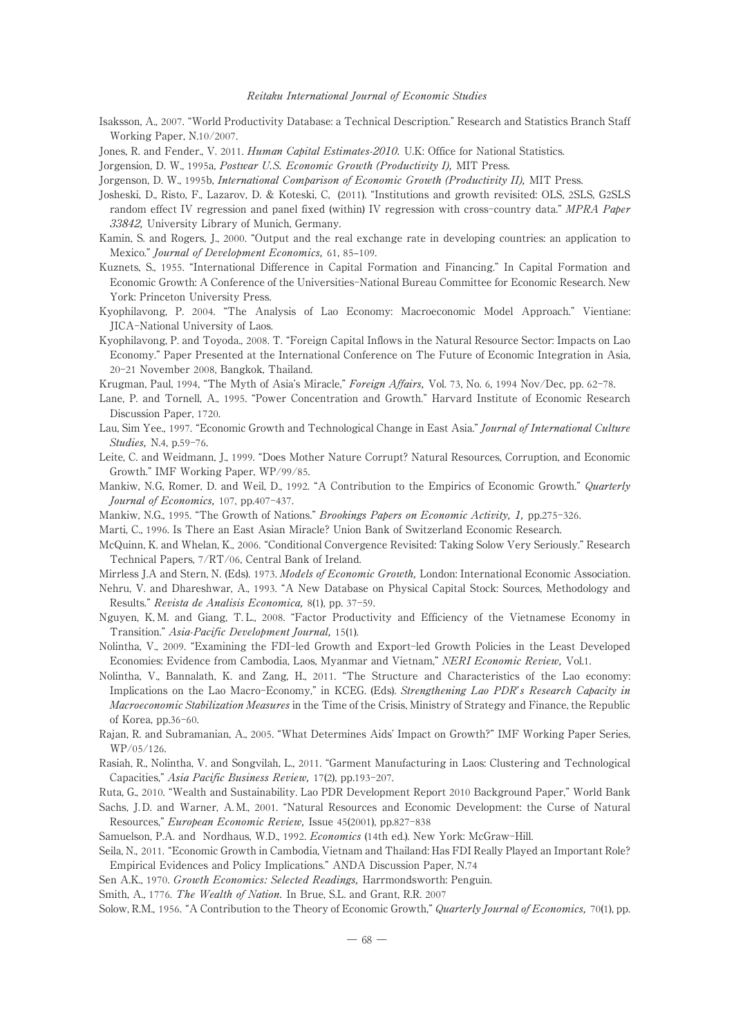Isaksson, A., 2007. "World Productivity Database: a Technical Description." Research and Statistics Branch Staff Working Paper, N.10/2007.

Jones, R. and Fender., V. 2011. *Human Capital Estimates-2010.* U.K: Office for National Statistics.

Jorgension, D. W., 1995a, *Postwar U.S. Economic Growth (Productivity I),* MIT Press.

Jorgenson, D. W., 1995b, *International Comparison of Economic Growth (Productivity II),* MIT Press.

Josheski, D., Risto, F., Lazarov, D. & Koteski, C, (2011). "Institutions and growth revisited: OLS, 2SLS, G2SLS random effect IV regression and panel fixed (within) IV regression with cross-country data." *MPRA Paper 33842,* University Library of Munich, Germany.

Kamin, S. and Rogers, J., 2000. "Output and the real exchange rate in developing countries: an application to Mexico." *Journal of Development Economics,* 61, 85–109.

Kuznets, S., 1955. "International Difference in Capital Formation and Financing." In Capital Formation and Economic Growth: A Conference of the Universities-National Bureau Committee for Economic Research. New York: Princeton University Press.

Kyophilavong, P. 2004. "The Analysis of Lao Economy: Macroeconomic Model Approach." Vientiane: JICA-National University of Laos.

Kyophilavong, P. and Toyoda., 2008. T. "Foreign Capital Inflows in the Natural Resource Sector: Impacts on Lao Economy." Paper Presented at the International Conference on The Future of Economic Integration in Asia, 20-21 November 2008, Bangkok, Thailand.

Krugman, Paul, 1994, "The Myth of Asia's Miracle," *Foreign Affairs,* Vol. 73, No. 6, 1994 Nov/Dec, pp. 62-78.

Lane, P. and Tornell, A., 1995. "Power Concentration and Growth." Harvard Institute of Economic Research Discussion Paper, 1720.

Lau, Sim Yee., 1997. "Economic Growth and Technological Change in East Asia." *Journal of International Culture Studies,* N.4, p.59-76.

Leite, C. and Weidmann, J., 1999. "Does Mother Nature Corrupt? Natural Resources, Corruption, and Economic Growth." IMF Working Paper, WP/99/85.

Mankiw, N.G, Romer, D. and Weil, D., 1992. "A Contribution to the Empirics of Economic Growth." *Quarterly Journal of Economics,* 107, pp.407-437.

Mankiw, N.G., 1995. "The Growth of Nations." *Brookings Papers on Economic Activity, 1,* pp.275-326.

Marti, C., 1996. Is There an East Asian Miracle? Union Bank of Switzerland Economic Research.

McQuinn, K. and Whelan, K., 2006. "Conditional Convergence Revisited: Taking Solow Very Seriously." Research Technical Papers, 7/RT/06, Central Bank of Ireland.

Mirrless J.A and Stern, N. (Eds). 1973. *Models of Economic Growth,* London: International Economic Association.

Nehru, V. and Dhareshwar, A., 1993. "A New Database on Physical Capital Stock: Sources, Methodology and Results." *Revista de Analisis Economica,* 8(1), pp. 37-59.

Nguyen, K, M. and Giang, T. L., 2008. "Factor Productivity and Efficiency of the Vietnamese Economy in Transition." *Asia-Pacific Development Journal,* 15(1).

Nolintha, V., 2009. "Examining the FDI-led Growth and Export-led Growth Policies in the Least Developed Economies: Evidence from Cambodia, Laos, Myanmar and Vietnam," *NERI Economic Review,* Vol.1.

Nolintha, V., Bannalath, K. and Zang, H., 2011. "The Structure and Characteristics of the Lao economy: Implications on the Lao Macro-Economy," in KCEG. (Eds). *Strengthening Lao PDR's Research Capacity in Macroeconomic Stabilization Measures* in the Time of the Crisis, Ministry of Strategy and Finance, the Republic of Korea, pp.36-60.

Rajan, R. and Subramanian, A., 2005. "What Determines Aids' Impact on Growth?" IMF Working Paper Series, WP/05/126.

Rasiah, R., Nolintha, V. and Songvilah, L., 2011. "Garment Manufacturing in Laos: Clustering and Technological Capacities," *Asia Pacific Business Review,* 17(2), pp.193-207.

Ruta, G., 2010. "Wealth and Sustainability. Lao PDR Development Report 2010 Background Paper," World Bank

Sachs, J. D. and Warner, A. M., 2001. "Natural Resources and Economic Development: the Curse of Natural Resources," *European Economic Review,* Issue 45(2001), pp.827-838

Samuelson, P.A. and Nordhaus, W.D., 1992. *Economics* (14th ed.). New York: McGraw-Hill.

Seila, N., 2011. "Economic Growth in Cambodia, Vietnam and Thailand: Has FDI Really Played an Important Role? Empirical Evidences and Policy Implications." ANDA Discussion Paper, N.74

Sen A.K., 1970. *Growth Economics: Selected Readings,* Harrmondsworth: Penguin.

Smith, A., 1776. *The Wealth of Nation.* In Brue, S.L. and Grant, R.R. 2007

Solow, R.M., 1956. "A Contribution to the Theory of Economic Growth," *Quarterly Journal of Economics,* 70(1), pp.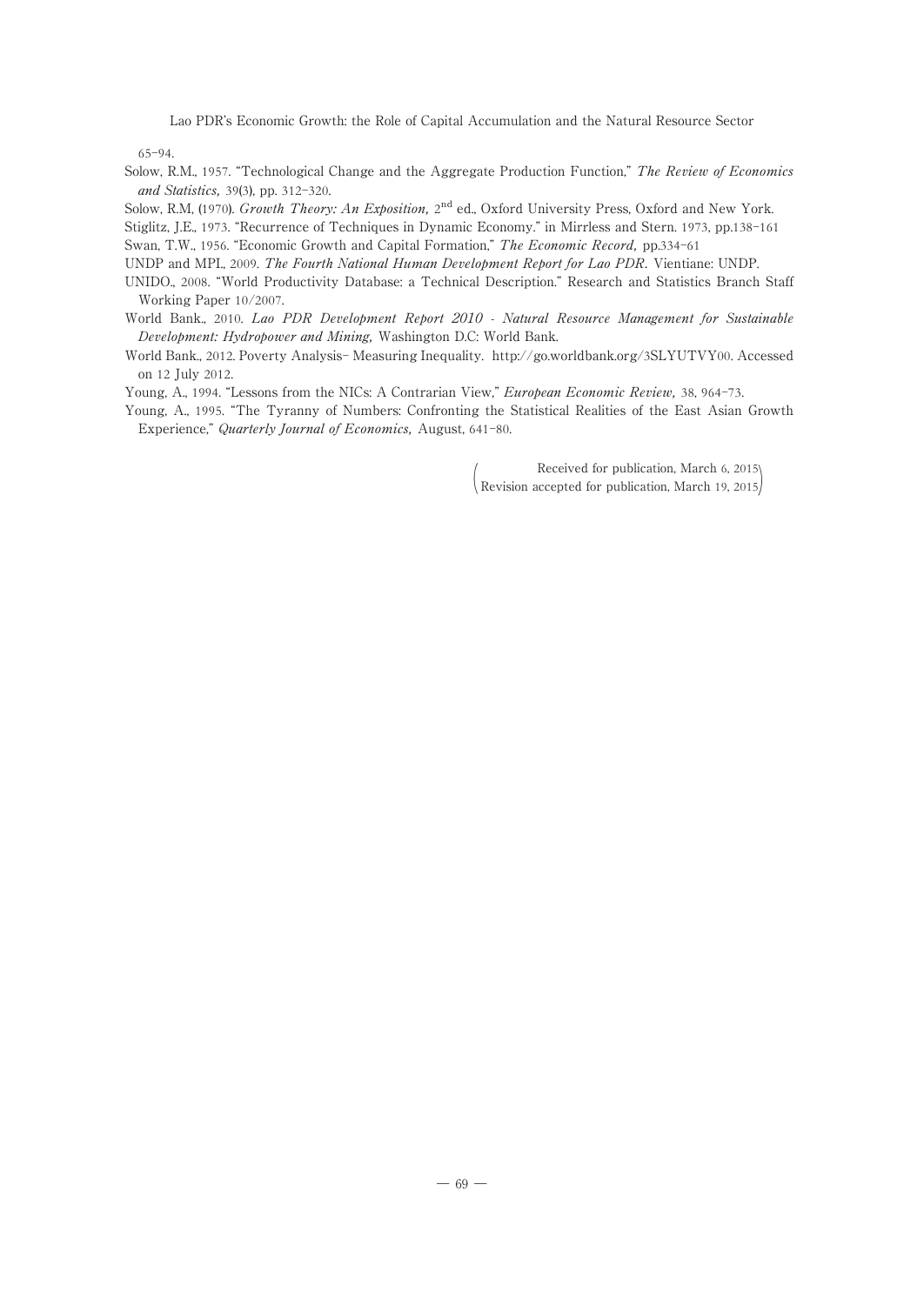65-94.

Solow, R.M., 1957. "Technological Change and the Aggregate Production Function," *The Review of Economics and Statistics,* 39(3), pp. 312-320.

Solow, R.M, (1970). *Growth Theory: An Exposition,* 2nd ed., Oxford University Press, Oxford and New York.

Stiglitz, J.E., 1973. "Recurrence of Techniques in Dynamic Economy." in Mirrless and Stern. 1973, pp.138-161

Swan, T.W., 1956. "Economic Growth and Capital Formation," *The Economic Record,* pp.334-61

UNDP and MPI., 2009. *The Fourth National Human Development Report for Lao PDR.* Vientiane: UNDP.

UNIDO., 2008. "World Productivity Database: a Technical Description." Research and Statistics Branch Staff Working Paper 10/2007.

World Bank., 2010. *Lao PDR Development Report 2010 - Natural Resource Management for Sustainable Development: Hydropower and Mining,* Washington D.C: World Bank.

World Bank., 2012. Poverty Analysis- Measuring Inequality. http://go.worldbank.org/3SLYUTVY00. Accessed on 12 July 2012.

Young, A., 1994. "Lessons from the NICs: A Contrarian View," *European Economic Review,* 38, 964-73.

Young, A., 1995. "The Tyranny of Numbers: Confronting the Statistical Realities of the East Asian Growth Experience," *Quarterly Journal of Economics,* August, 641-80.

(Received for publication, March 6, 2015
Revision accepted for publication, March 19, 2015)